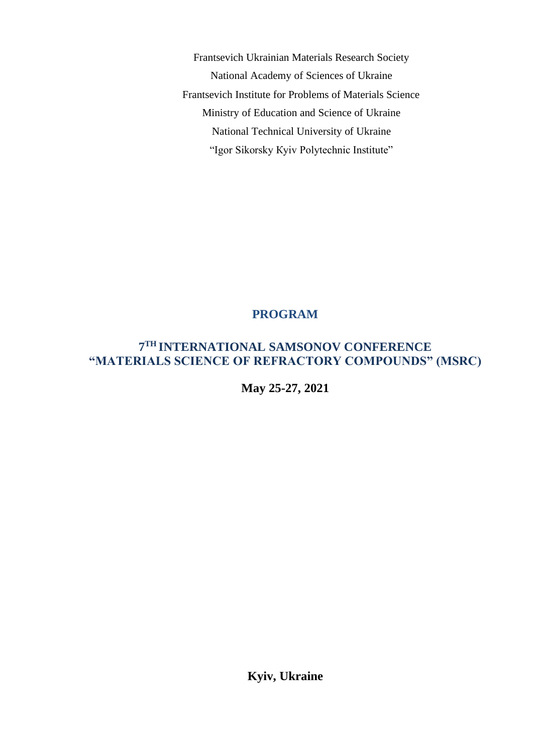Frantsevich Ukrainian Materials Research Society

National Academy of Sciences of Ukraine

Frantsevich Institute for Problems of Materials Science

Ministry of Education and Science of Ukraine

National Technical University of Ukraine

"Igor Sikorsky Kyiv Polytechnic Institute"

# PROGRAM

## 7TH INTERNATIONAL SAMSONOV CONFERENCE "MATERIALS SCIENCE OF REFRACTORY COMPOUNDS" (MSRC)

**May 25-27, 2021**

**Kyiv, Ukraine**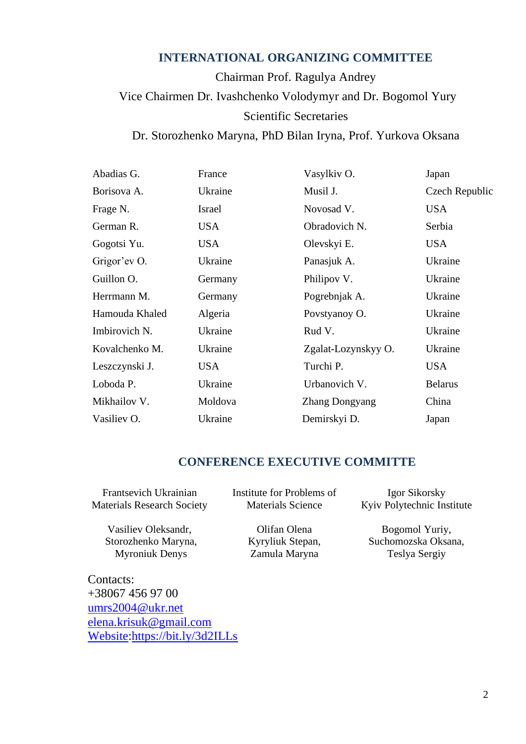## INTERNATIONAL ORGANIZING COMMITTEE

Chairman Prof. Ragulya Andrey

Vice Chairmen Dr. Ivashchenko Volodymyr and Dr. Bogomol Yury

Scientific Secretaries

Dr. Storozhenko Maryna, PhD Bilan Iryna, Prof. Yurkova Oksana

| | | | |
|---|---|---|---|
| Abadias G. | France | Vasylkiv O. | Japan |
| Borisova A. | Ukraine | Musil J. | Czech Republic |
| Frage N. | Israel | Novosad V. | USA |
| German R. | USA | Obradovich N. | Serbia |
| Gogotsi Yu. | USA | Olevskyi E. | USA |
| Grigor'ev O. | Ukraine | Panasjuk A. | Ukraine |
| Guillon O. | Germany | Philipov V. | Ukraine |
| Herrmann M. | Germany | Pogrebnjak A. | Ukraine |
| Hamouda Khaled | Algeria | Povstyanoy O. | Ukraine |
| Imbirovich N. | Ukraine | Rud V. | Ukraine |
| Kovalchenko M. | Ukraine | Zgalat-Lozynskyy O. | Ukraine |
| Leszczynski J. | USA | Turchi P. | USA |
| Loboda P. | Ukraine | Urbanovich V. | Belarus |
| Mikhailov V. | Moldova | Zhang Dongyang | China |
| Vasiliev O. | Ukraine | Demirskyi D. | Japan |

## CONFERENCE EXECUTIVE COMMITTE

| Frantsevich Ukrainian Materials Research Society | Institute for Problems of Materials Science | Igor Sikorsky Kyiv Polytechnic Institute |
|---|---|---|
| Vasiliev Oleksandr, Storozhenko Maryna, Myroniuk Denys | Olifan Olena Kyryliuk Stepan, Zamula Maryna | Bogomol Yuriy, Suchomozska Oksana, Teslya Sergiy |

Contacts:
+38067 456 97 00
umrs2004@ukr.net
elena.krisuk@gmail.com
Website:https://bit.ly/3d2ILLs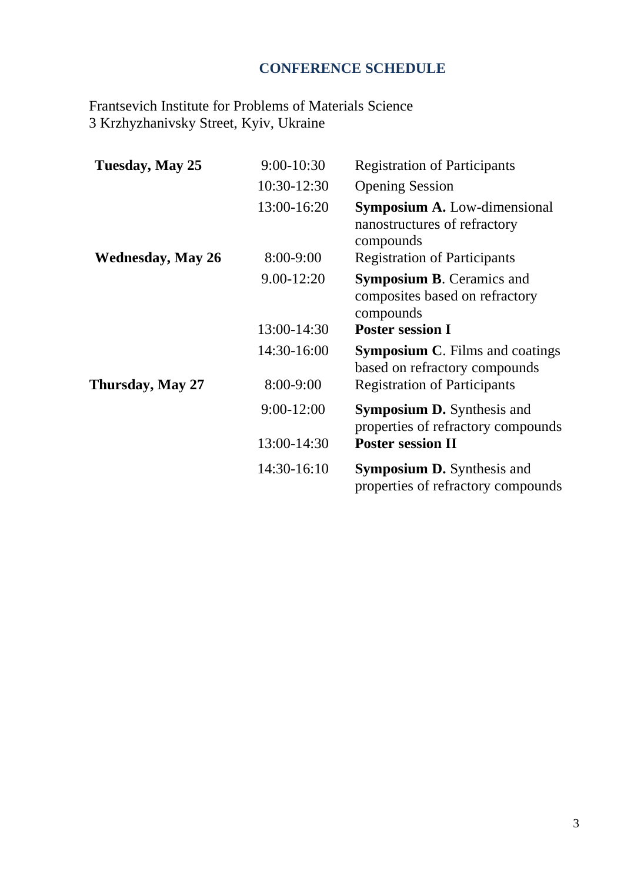## CONFERENCE SCHEDULE

Frantsevich Institute for Problems of Materials Science
3 Krzhyzhanivsky Street, Kyiv, Ukraine

| | | |
|---|---|---|
| **Tuesday, May 25** | 9:00-10:30 | Registration of Participants |
| | 10:30-12:30 | Opening Session |
| | 13:00-16:20 | **Symposium A.** Low-dimensional nanostructures of refractory compounds |
| **Wednesday, May 26** | 8:00-9:00 | Registration of Participants |
| | 9.00-12:20 | **Symposium B**. Ceramics and composites based on refractory compounds |
| | 13:00-14:30 | **Poster session I** |
| | 14:30-16:00 | **Symposium C**. Films and coatings based on refractory compounds |
| **Thursday, May 27** | 8:00-9:00 | Registration of Participants |
| | 9:00-12:00 | **Symposium D.** Synthesis and properties of refractory compounds |
| | 13:00-14:30 | **Poster session II** |
| | 14:30-16:10 | **Symposium D.** Synthesis and properties of refractory compounds |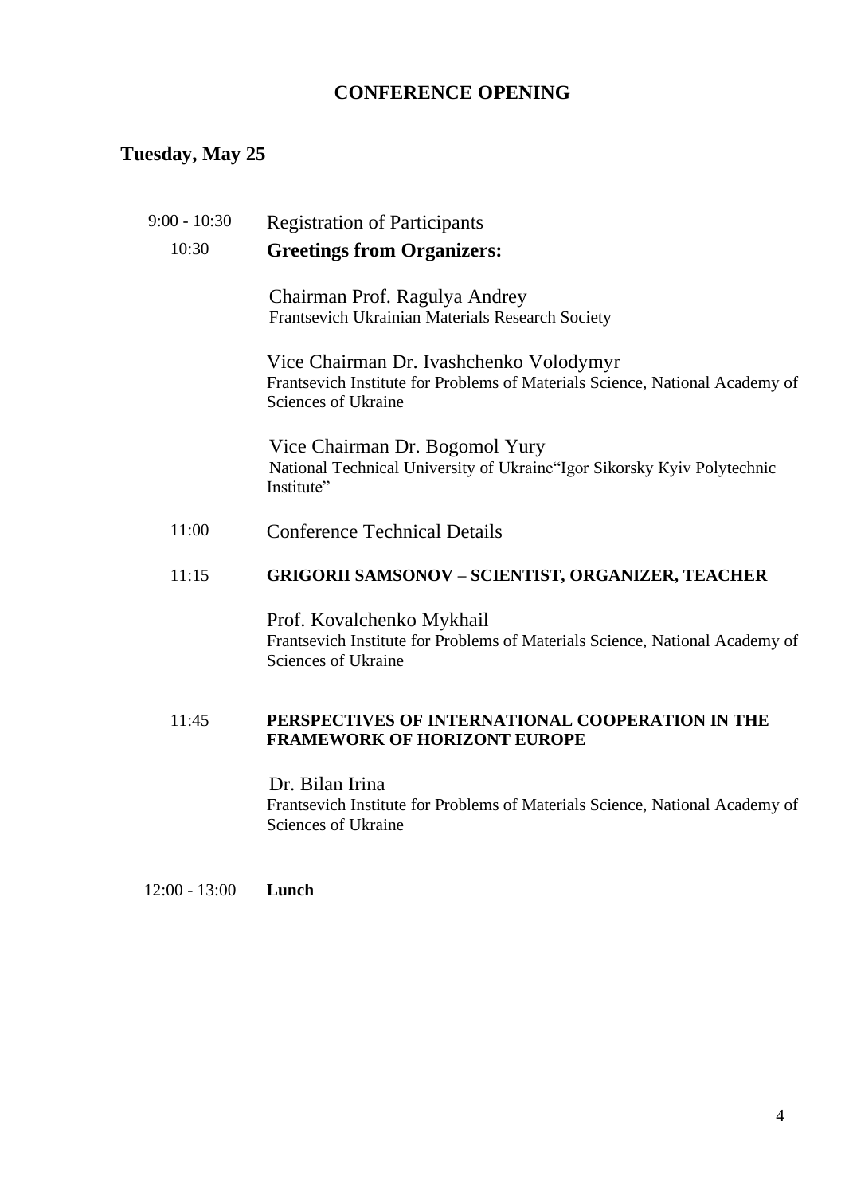# CONFERENCE OPENING

## Tuesday, May 25

9:00 - 10:30 Registration of Participants

10:30 **Greetings from Organizers:**

Chairman Prof. Ragulya Andrey
Frantsevich Ukrainian Materials Research Society

Vice Chairman Dr. Ivashchenko Volodymyr
Frantsevich Institute for Problems of Materials Science, National Academy of Sciences of Ukraine

Vice Chairman Dr. Bogomol Yury
National Technical University of Ukraine"Igor Sikorsky Kyiv Polytechnic Institute"

11:00 Conference Technical Details

11:15 **GRIGORII SAMSONOV – SCIENTIST, ORGANIZER, TEACHER**

Prof. Kovalchenko Mykhail
Frantsevich Institute for Problems of Materials Science, National Academy of Sciences of Ukraine

11:45 **PERSPECTIVES OF INTERNATIONAL COOPERATION IN THE FRAMEWORK OF HORIZONT EUROPE**

Dr. Bilan Irina
Frantsevich Institute for Problems of Materials Science, National Academy of Sciences of Ukraine

12:00 - 13:00 **Lunch**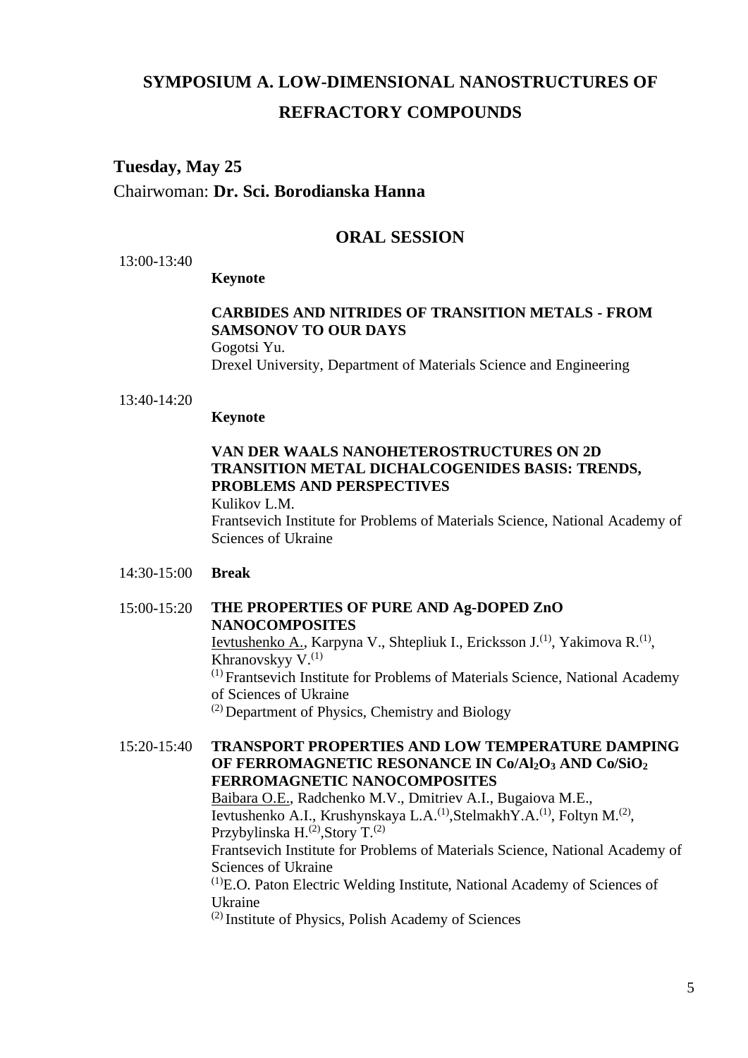# SYMPOSIUM A. LOW-DIMENSIONAL NANOSTRUCTURES OF REFRACTORY COMPOUNDS

**Tuesday, May 25**

Chairwoman: **Dr. Sci. Borodianska Hanna**

## ORAL SESSION

13:00-13:40

**Keynote**

**CARBIDES AND NITRIDES OF TRANSITION METALS - FROM SAMSONOV TO OUR DAYS**
Gogotsi Yu.
Drexel University, Department of Materials Science and Engineering

13:40-14:20

**Keynote**

**VAN DER WAALS NANOHETEROSTRUCTURES ON 2D TRANSITION METAL DICHALCOGENIDES BASIS: TRENDS, PROBLEMS AND PERSPECTIVES**
Kulikov L.M.
Frantsevich Institute for Problems of Materials Science, National Academy of Sciences of Ukraine

14:30-15:00 **Break**

15:00-15:20 **THE PROPERTIES OF PURE AND Ag-DOPED ZnO NANOCOMPOSITES**
<u>Ievtushenko A.</u>, Karpyna V., Shtepliuk I., Ericksson J.[1], Yakimova R.[1], Khranovskyy V.[1]
[1] Frantsevich Institute for Problems of Materials Science, National Academy of Sciences of Ukraine
[2] Department of Physics, Chemistry and Biology

15:20-15:40 **TRANSPORT PROPERTIES AND LOW TEMPERATURE DAMPING OF FERROMAGNETIC RESONANCE IN Co/$Al_2O_3$ AND Co/$SiO_2$ FERROMAGNETIC NANOCOMPOSITES**
<u>Baibara O.E.</u>, Radchenko M.V., Dmitriev A.I., Bugaiova M.E., Ievtushenko A.I., Krushynskaya L.A.[1], StelmakhY.A.[1], Foltyn M.[2], Przybylinska H.[2], Story T.[2]
Frantsevich Institute for Problems of Materials Science, National Academy of Sciences of Ukraine
[1] E.O. Paton Electric Welding Institute, National Academy of Sciences of Ukraine
[2] Institute of Physics, Polish Academy of Sciences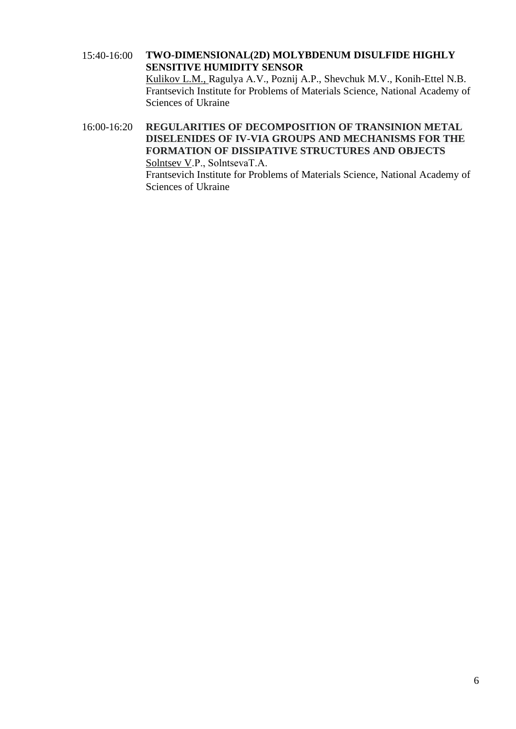15:40-16:00 **TWO-DIMENSIONAL(2D) MOLYBDENUM DISULFIDE HIGHLY SENSITIVE HUMIDITY SENSOR**
Kulikov L.M., Ragulya A.V., Poznij A.P., Shevchuk M.V., Konih-Ettel N.B.
Frantsevich Institute for Problems of Materials Science, National Academy of Sciences of Ukraine

16:00-16:20 **REGULARITIES OF DECOMPOSITION OF TRANSINION METAL DISELENIDES OF IV-VIA GROUPS AND MECHANISMS FOR THE FORMATION OF DISSIPATIVE STRUCTURES AND OBJECTS**
Solntsev V.P., SolntsevaT.A.
Frantsevich Institute for Problems of Materials Science, National Academy of Sciences of Ukraine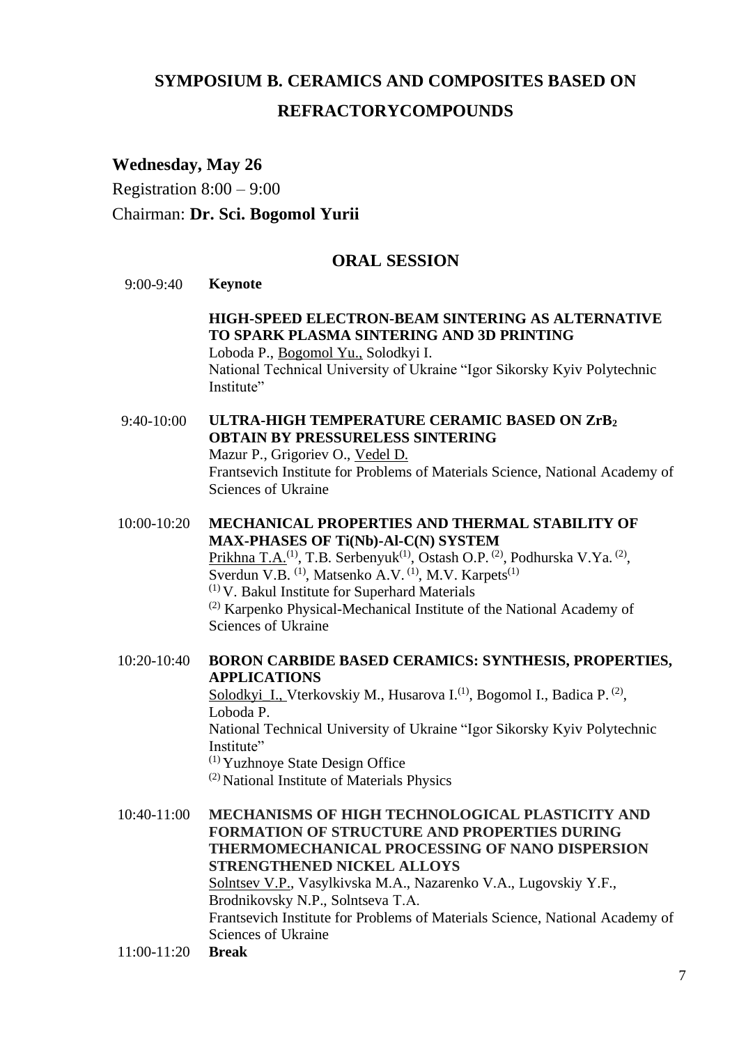# SYMPOSIUM B. CERAMICS AND COMPOSITES BASED ON REFRACTORYCOMPOUNDS

**Wednesday, May 26**

Registration 8:00 – 9:00

Chairman: **Dr. Sci. Bogomol Yurii**

## ORAL SESSION

9:00-9:40 **Keynote**

**HIGH-SPEED ELECTRON-BEAM SINTERING AS ALTERNATIVE TO SPARK PLASMA SINTERING AND 3D PRINTING**
Loboda P., Bogomol Yu., Solodkyi I.
National Technical University of Ukraine "Igor Sikorsky Kyiv Polytechnic Institute"

9:40-10:00 **ULTRA-HIGH TEMPERATURE CERAMIC BASED ON $ZrB_2$ OBTAIN BY PRESSURELESS SINTERING**
Mazur P., Grigoriev O., Vedel D.
Frantsevich Institute for Problems of Materials Science, National Academy of Sciences of Ukraine

10:00-10:20 **MECHANICAL PROPERTIES AND THERMAL STABILITY OF MAX-PHASES OF Ti(Nb)-Al-C(N) SYSTEM**
Prikhna T.A.[1], T.B. Serbenyuk[1], Ostash O.P.[2], Podhurska V.Ya.[2], Sverdun V.B.[1], Matsenko A.V.[1], M.V. Karpets[1]
[1] V. Bakul Institute for Superhard Materials
[2] Karpenko Physical-Mechanical Institute of the National Academy of Sciences of Ukraine

10:20-10:40 **BORON CARBIDE BASED CERAMICS: SYNTHESIS, PROPERTIES, APPLICATIONS**
Solodkyi I., Vterkovskiy M., Husarova I.[1], Bogomol I., Badica P.[2], Loboda P.
National Technical University of Ukraine "Igor Sikorsky Kyiv Polytechnic Institute"
[1] Yuzhnoye State Design Office
[2] National Institute of Materials Physics

10:40-11:00 **MECHANISMS OF HIGH TECHNOLOGICAL PLASTICITY AND FORMATION OF STRUCTURE AND PROPERTIES DURING THERMOMECHANICAL PROCESSING OF NANO DISPERSION STRENGTHENED NICKEL ALLOYS**
Solntsev V.P., Vasylkivska M.A., Nazarenko V.A., Lugovskiy Y.F., Brodnikovsky N.P., Solntseva T.A.
Frantsevich Institute for Problems of Materials Science, National Academy of Sciences of Ukraine

11:00-11:20 **Break**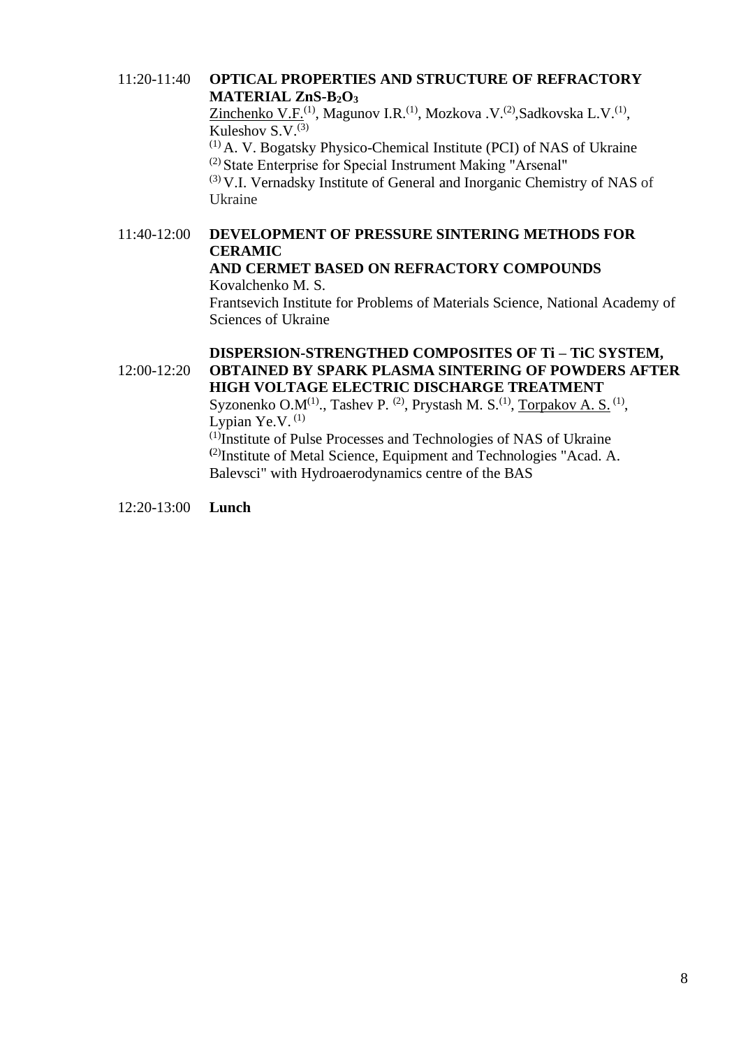11:20-11:40 **OPTICAL PROPERTIES AND STRUCTURE OF REFRACTORY MATERIAL $ZnS-B_2O_3$**

Zinchenko V.F.[(1)], Magunov I.R.[(1)], Mozkova .V.[(2)],Sadkovska L.V.[(1)], Kuleshov S.V.[(3)]

[(1)] A. V. Bogatsky Physico-Chemical Institute (PCI) of NAS of Ukraine

[(2)] State Enterprise for Special Instrument Making "Arsenal"

[(3)] V.I. Vernadsky Institute of General and Inorganic Chemistry of NAS of Ukraine

11:40-12:00 **DEVELOPMENT OF PRESSURE SINTERING METHODS FOR CERAMIC AND CERMET BASED ON REFRACTORY COMPOUNDS**

Kovalchenko M. S.

Frantsevich Institute for Problems of Materials Science, National Academy of Sciences of Ukraine

12:00-12:20 **DISPERSION-STRENGTHED COMPOSITES OF Ti – TiC SYSTEM, OBTAINED BY SPARK PLASMA SINTERING OF POWDERS AFTER HIGH VOLTAGE ELECTRIC DISCHARGE TREATMENT**

Syzonenko O.M[(1)]., Tashev P. [(2)], Prystash M. S.[(1)], Torpakov A. S. [(1)], Lypian Ye.V. [(1)]

[(1)]Institute of Pulse Processes and Technologies of NAS of Ukraine

[(2)]Institute of Metal Science, Equipment and Technologies "Acad. A. Balevsci" with Hydroaerodynamics centre of the BAS

12:20-13:00 **Lunch**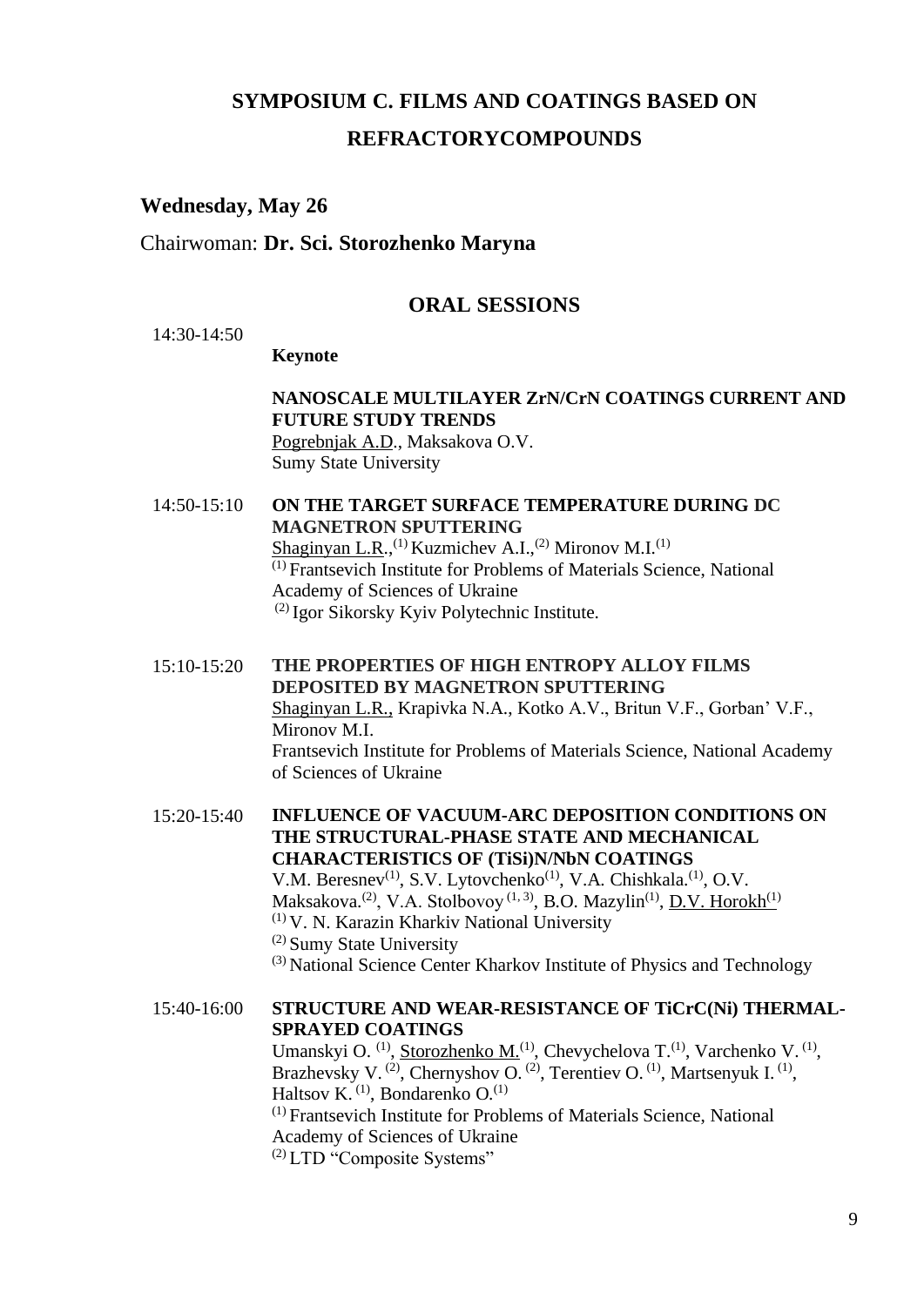# SYMPOSIUM C. FILMS AND COATINGS BASED ON REFRACTORYCOMPOUNDS

## Wednesday, May 26

Chairwoman: **Dr. Sci. Storozhenko Maryna**

## ORAL SESSIONS

14:30-14:50

**Keynote**

**NANOSCALE MULTILAYER ZrN/CrN COATINGS CURRENT AND FUTURE STUDY TRENDS**
Pogrebnjak A.D., Maksakova O.V.
Sumy State University

14:50-15:10 **ON THE TARGET SURFACE TEMPERATURE DURING DC MAGNETRON SPUTTERING**
Shaginyan L.R.,[1] Kuzmichev A.I.,[2] Mironov M.I.[1]
[1] Frantsevich Institute for Problems of Materials Science, National Academy of Sciences of Ukraine
[2] Igor Sikorsky Kyiv Polytechnic Institute.

15:10-15:20 **THE PROPERTIES OF HIGH ENTROPY ALLOY FILMS DEPOSITED BY MAGNETRON SPUTTERING**
Shaginyan L.R., Krapivka N.A., Kotko A.V., Britun V.F., Gorban' V.F., Mironov M.I.
Frantsevich Institute for Problems of Materials Science, National Academy of Sciences of Ukraine

15:20-15:40 **INFLUENCE OF VACUUM-ARC DEPOSITION CONDITIONS ON THE STRUCTURAL-PHASE STATE AND MECHANICAL CHARACTERISTICS OF (TiSi)N/NbN COATINGS**
V.M. Beresnev[1], S.V. Lytovchenko[1], V.A. Chishkala.[1], O.V. Maksakova.[2], V.A. Stolbovoy[1, 3], B.O. Mazylin[1], D.V. Horokh[1]
[1] V. N. Karazin Kharkiv National University
[2] Sumy State University
[3] National Science Center Kharkov Institute of Physics and Technology

15:40-16:00 **STRUCTURE AND WEAR-RESISTANCE OF TiCrC(Ni) THERMAL-SPRAYED COATINGS**
Umanskyi O. [1], Storozhenko M.[1], Chevychelova T.[1], Varchenko V. [1], Brazhevsky V. [2], Chernyshov O. [2], Terentiev O. [1], Martsenyuk I. [1], Haltsov K. [1], Bondarenko O.[1]
[1] Frantsevich Institute for Problems of Materials Science, National Academy of Sciences of Ukraine
[2] LTD "Composite Systems"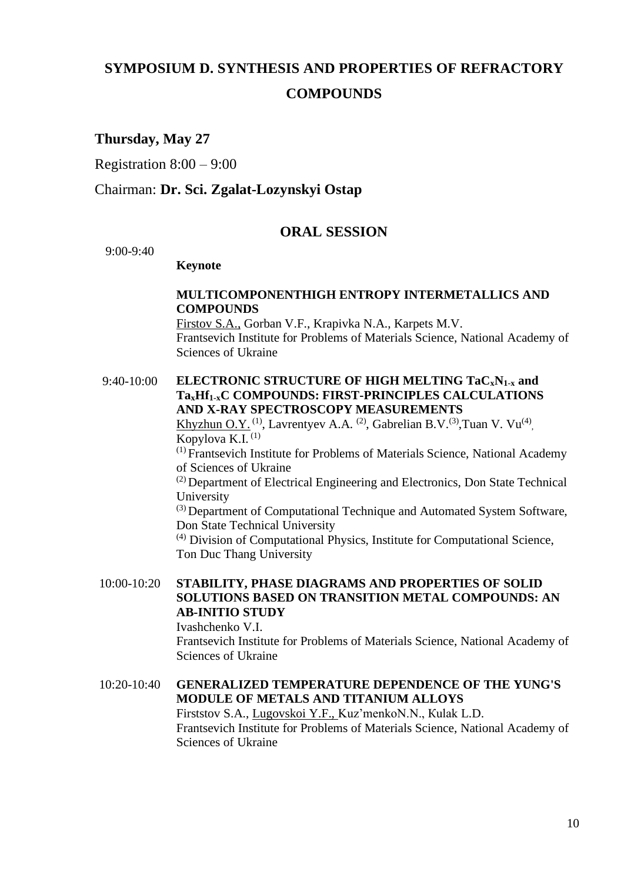# SYMPOSIUM D. SYNTHESIS AND PROPERTIES OF REFRACTORY COMPOUNDS

## Thursday, May 27

Registration 8:00 – 9:00

Chairman: **Dr. Sci. Zgalat-Lozynskyi Ostap**

### ORAL SESSION

9:00-9:40

**Keynote**

**MULTICOMPONENTHIGH ENTROPY INTERMETALLICS AND COMPOUNDS**
Firstov S.A., Gorban V.F., Krapivka N.A., Karpets M.V.
Frantsevich Institute for Problems of Materials Science, National Academy of Sciences of Ukraine

9:40-10:00 **ELECTRONIC STRUCTURE OF HIGH MELTING $TaC_xN_{1-x}$ and $Ta_xHf_{1-x}C$ COMPOUNDS: FIRST-PRINCIPLES CALCULATIONS AND X-RAY SPECTROSCOPY MEASUREMENTS**
Khyzhun O.Y. [(1)], Lavrentyev A.A. [(2)], Gabrelian B.V.[(3)], Tuan V. Vu[(4)], Kopylova K.I. [(1)]
[(1)] Frantsevich Institute for Problems of Materials Science, National Academy of Sciences of Ukraine
[(2)] Department of Electrical Engineering and Electronics, Don State Technical University
[(3)] Department of Computational Technique and Automated System Software, Don State Technical University
[(4)] Division of Computational Physics, Institute for Computational Science, Ton Duc Thang University

10:00-10:20 **STABILITY, PHASE DIAGRAMS AND PROPERTIES OF SOLID SOLUTIONS BASED ON TRANSITION METAL COMPOUNDS: AN AB-INITIO STUDY**
Ivashchenko V.I.
Frantsevich Institute for Problems of Materials Science, National Academy of Sciences of Ukraine

10:20-10:40 **GENERALIZED TEMPERATURE DEPENDENCE OF THE YUNG'S MODULE OF METALS AND TITANIUM ALLOYS**
Firststov S.A., Lugovskoi Y.F., Kuz'menkoN.N., Kulak L.D.
Frantsevich Institute for Problems of Materials Science, National Academy of Sciences of Ukraine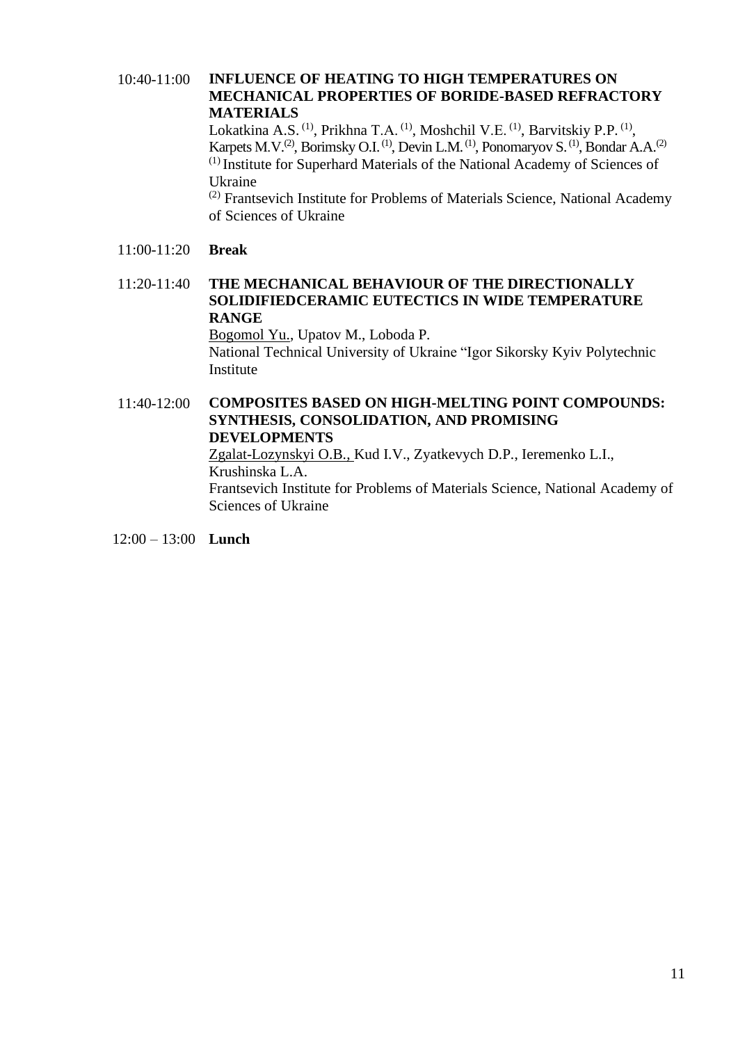10:40-11:00 **INFLUENCE OF HEATING TO HIGH TEMPERATURES ON MECHANICAL PROPERTIES OF BORIDE-BASED REFRACTORY MATERIALS**

Lokatkina A.S. (1), Prikhna T.A. (1), Moshchil V.E. (1), Barvitskiy P.P. (1), Karpets M.V.(2), Borimsky O.I. (1), Devin L.M. (1), Ponomaryov S. (1), Bondar A.A.(2)

(1) Institute for Superhard Materials of the National Academy of Sciences of Ukraine

(2) Frantsevich Institute for Problems of Materials Science, National Academy of Sciences of Ukraine

11:00-11:20 **Break**

11:20-11:40 **THE MECHANICAL BEHAVIOUR OF THE DIRECTIONALLY SOLIDIFIEDCERAMIC EUTECTICS IN WIDE TEMPERATURE RANGE**

Bogomol Yu., Upatov M., Loboda P.

National Technical University of Ukraine “Igor Sikorsky Kyiv Polytechnic Institute

11:40-12:00 **COMPOSITES BASED ON HIGH-MELTING POINT COMPOUNDS: SYNTHESIS, CONSOLIDATION, AND PROMISING DEVELOPMENTS**

Zgalat-Lozynskyi O.B., Kud I.V., Zyatkevych D.P., Ieremenko L.I., Krushinska L.A.

Frantsevich Institute for Problems of Materials Science, National Academy of Sciences of Ukraine

12:00 – 13:00 **Lunch**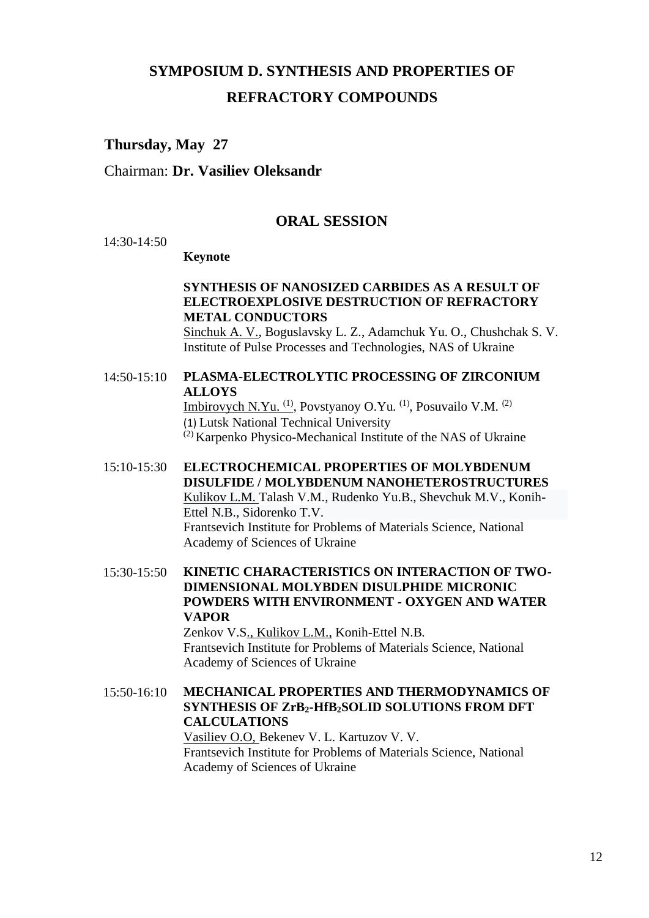# SYMPOSIUM D. SYNTHESIS AND PROPERTIES OF REFRACTORY COMPOUNDS

**Thursday, May 27**

Chairman: **Dr. Vasiliev Oleksandr**

## ORAL SESSION

14:30-14:50

**Keynote**

**SYNTHESIS OF NANOSIZED CARBIDES AS A RESULT OF ELECTROEXPLOSIVE DESTRUCTION OF REFRACTORY METAL CONDUCTORS**
Sinchuk A. V., Boguslavsky L. Z., Adamchuk Yu. O., Chushchak S. V.
Institute of Pulse Processes and Technologies, NAS of Ukraine

14:50-15:10 **PLASMA-ELECTROLYTIC PROCESSING OF ZIRCONIUM ALLOYS**
Imbirovych N.Yu. [(1)], Povstyanoy O.Yu. [(1)], Posuvailo V.M. [(2)]
(1) Lutsk National Technical University
(2) Karpenko Physico-Mechanical Institute of the NAS of Ukraine

15:10-15:30 **ELECTROCHEMICAL PROPERTIES OF MOLYBDENUM DISULFIDE / MOLYBDENUM NANOHETEROSTRUCTURES**
Kulikov L.M. Talash V.M., Rudenko Yu.B., Shevchuk M.V., Konih-Ettel N.B., Sidorenko T.V.
Frantsevich Institute for Problems of Materials Science, National Academy of Sciences of Ukraine

15:30-15:50 **KINETIC CHARACTERISTICS ON INTERACTION OF TWO-DIMENSIONAL MOLYBDEN DISULPHIDE MICRONIC POWDERS WITH ENVIRONMENT - OXYGEN AND WATER VAPOR**
Zenkov V.S., Kulikov L.M., Konih-Ettel N.B.
Frantsevich Institute for Problems of Materials Science, National Academy of Sciences of Ukraine

15:50-16:10 **MECHANICAL PROPERTIES AND THERMODYNAMICS OF SYNTHESIS OF $ZrB_2$-$HfB_2$SOLID SOLUTIONS FROM DFT CALCULATIONS**
Vasiliev O.O, Bekenev V. L. Kartuzov V. V.
Frantsevich Institute for Problems of Materials Science, National Academy of Sciences of Ukraine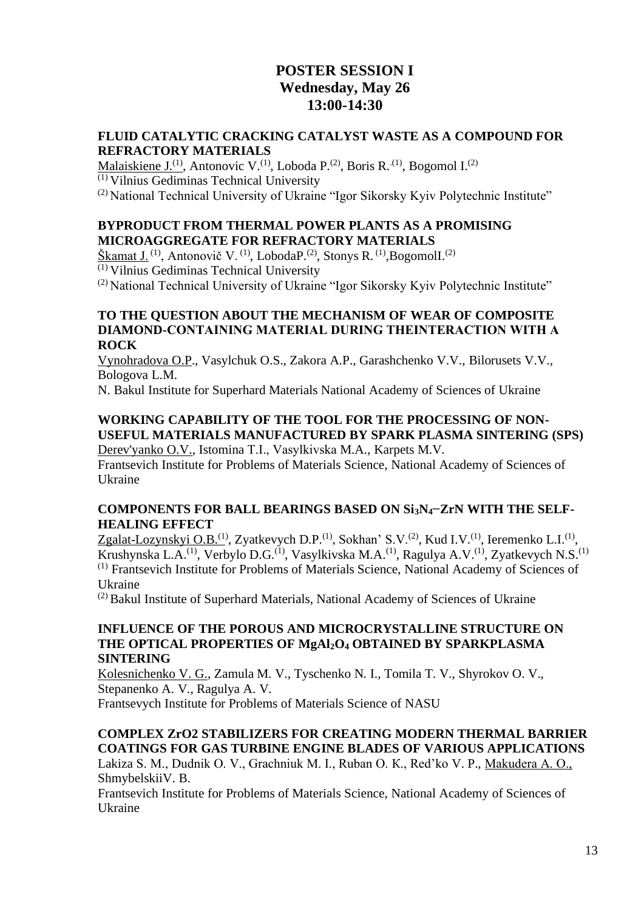# POSTER SESSION I
## Wednesday, May 26
## 13:00-14:30

### FLUID CATALYTIC CRACKING CATALYST WASTE AS A COMPOUND FOR REFRACTORY MATERIALS

Malaiskiene J.[1], Antonovic V.[1], Loboda P.[2], Boris R.[1], Bogomol I.[2]

[1] Vilnius Gediminas Technical University

[2] National Technical University of Ukraine "Igor Sikorsky Kyiv Polytechnic Institute"

### BYPRODUCT FROM THERMAL POWER PLANTS AS A PROMISING MICROAGGREGATE FOR REFRACTORY MATERIALS

Škamat J.[1], Antonovič V.[1], LobodaP.[2], Stonys R.[1],BogomolI.[2]

[1] Vilnius Gediminas Technical University

[2] National Technical University of Ukraine "Igor Sikorsky Kyiv Polytechnic Institute"

### TO THE QUESTION ABOUT THE MECHANISM OF WEAR OF COMPOSITE DIAMOND-CONTAINING MATERIAL DURING THEINTERACTION WITH A ROCK

Vynohradova O.P., Vasylchuk O.S., Zakora A.P., Garashchenko V.V., Bilorusets V.V., Bologova L.M.

N. Bakul Institute for Superhard Materials National Academy of Sciences of Ukraine

### WORKING CAPABILITY OF THE TOOL FOR THE PROCESSING OF NON-USEFUL MATERIALS MANUFACTURED BY SPARK PLASMA SINTERING (SPS)

Derev'yanko O.V., Istomina T.I., Vasylkivska M.A., Karpets M.V.

Frantsevich Institute for Problems of Materials Science, National Academy of Sciences of Ukraine

### COMPONENTS FOR BALL BEARINGS BASED ON $Si_3N_4$–ZrN WITH THE SELF-HEALING EFFECT

Zgalat-Lozynskyi O.B.[1], Zyatkevych D.P.[1], Sokhan' S.V.[2], Kud I.V.[1], Ieremenko L.I.[1], Krushynska L.A.[1], Verbylo D.G.[1], Vasylkivska M.A.[1], Ragulya A.V.[1], Zyatkevych N.S.[1]

[1] Frantsevich Institute for Problems of Materials Science, National Academy of Sciences of Ukraine

[2] Bakul Institute of Superhard Materials, National Academy of Sciences of Ukraine

### INFLUENCE OF THE POROUS AND MICROCRYSTALLINE STRUCTURE ON THE OPTICAL PROPERTIES OF $MgAl_2O_4$ OBTAINED BY SPARKPLASMA SINTERING

Kolesnichenko V. G., Zamula M. V., Tyschenko N. I., Tomila T. V., Shyrokov O. V., Stepanenko A. V., Ragulya A. V.

Frantsevych Institute for Problems of Materials Science of NASU

### COMPLEX ZrO2 STABILIZERS FOR CREATING MODERN THERMAL BARRIER COATINGS FOR GAS TURBINE ENGINE BLADES OF VARIOUS APPLICATIONS

Lakiza S. M., Dudnik O. V., Grachniuk M. I., Ruban O. K., Red'ko V. P., Makudera A. O., ShmybelskiiV. B.

Frantsevich Institute for Problems of Materials Science, National Academy of Sciences of Ukraine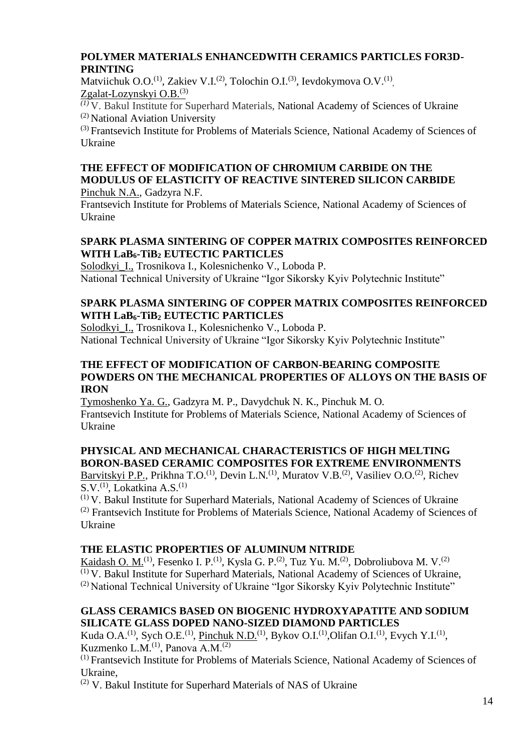**POLYMER MATERIALS ENHANCEDWITH CERAMICS PARTICLES FOR3D-PRINTING**

Matviichuk O.O.[1], Zakiev V.I.[2], Tolochin O.I.[3], Ievdokymova O.V.[1], Zgalat-Lozynskyi O.B.[3]

[1] V. Bakul Institute for Superhard Materials, National Academy of Sciences of Ukraine
[2] National Aviation University
[3] Frantsevich Institute for Problems of Materials Science, National Academy of Sciences of Ukraine

**THE EFFECT OF MODIFICATION OF CHROMIUM CARBIDE ON THE MODULUS OF ELASTICITY OF REACTIVE SINTERED SILICON CARBIDE**

Pinchuk N.A., Gadzyra N.F.

Frantsevich Institute for Problems of Materials Science, National Academy of Sciences of Ukraine

**SPARK PLASMA SINTERING OF COPPER MATRIX COMPOSITES REINFORCED WITH $LaB_6$-$TiB_2$ EUTECTIC PARTICLES**

Solodkyi_I., Trosnikova I., Kolesnichenko V., Loboda P.

National Technical University of Ukraine "Igor Sikorsky Kyiv Polytechnic Institute"

**SPARK PLASMA SINTERING OF COPPER MATRIX COMPOSITES REINFORCED WITH $LaB_6$-$TiB_2$ EUTECTIC PARTICLES**

Solodkyi_I., Trosnikova I., Kolesnichenko V., Loboda P.

National Technical University of Ukraine "Igor Sikorsky Kyiv Polytechnic Institute"

**THE EFFECT OF MODIFICATION OF CARBON-BEARING COMPOSITE POWDERS ON THE MECHANICAL PROPERTIES OF ALLOYS ON THE BASIS OF IRON**

Tymoshenko Ya. G., Gadzyra M. P., Davydchuk N. K., Pinchuk M. O.

Frantsevich Institute for Problems of Materials Science, National Academy of Sciences of Ukraine

**PHYSICAL AND MECHANICAL CHARACTERISTICS OF HIGH MELTING BORON-BASED CERAMIC COMPOSITES FOR EXTREME ENVIRONMENTS**

Barvitskyi P.P., Prikhna T.O.[1], Devin L.N.[1], Muratov V.B.[2], Vasiliev O.O.[2], Richev S.V.[1], Lokatkina A.S.[1]

[1] V. Bakul Institute for Superhard Materials, National Academy of Sciences of Ukraine
[2] Frantsevich Institute for Problems of Materials Science, National Academy of Sciences of Ukraine

**THE ELASTIC PROPERTIES OF ALUMINUM NITRIDE**

Kaidash O. M.[1], Fesenko I. P.[1], Kysla G. P.[2], Tuz Yu. M.[2], Dobroliubova M. V.[2]

[1] V. Bakul Institute for Superhard Materials, National Academy of Sciences of Ukraine,
[2] National Technical University of Ukraine "Igor Sikorsky Kyiv Polytechnic Institute"

**GLASS CERAMICS BASED ON BIOGENIC HYDROXYAPATITE AND SODIUM SILICATE GLASS DOPED NANO-SIZED DIAMOND PARTICLES**

Kuda O.A.[1], Sych O.E.[1], Pinchuk N.D.[1], Bykov O.I.[1],Olifan O.I.[1], Evych Y.I.[1], Kuzmenko L.M.[1], Panova A.M.[2]

[1] Frantsevich Institute for Problems of Materials Science, National Academy of Sciences of Ukraine,
[2] V. Bakul Institute for Superhard Materials of NAS of Ukraine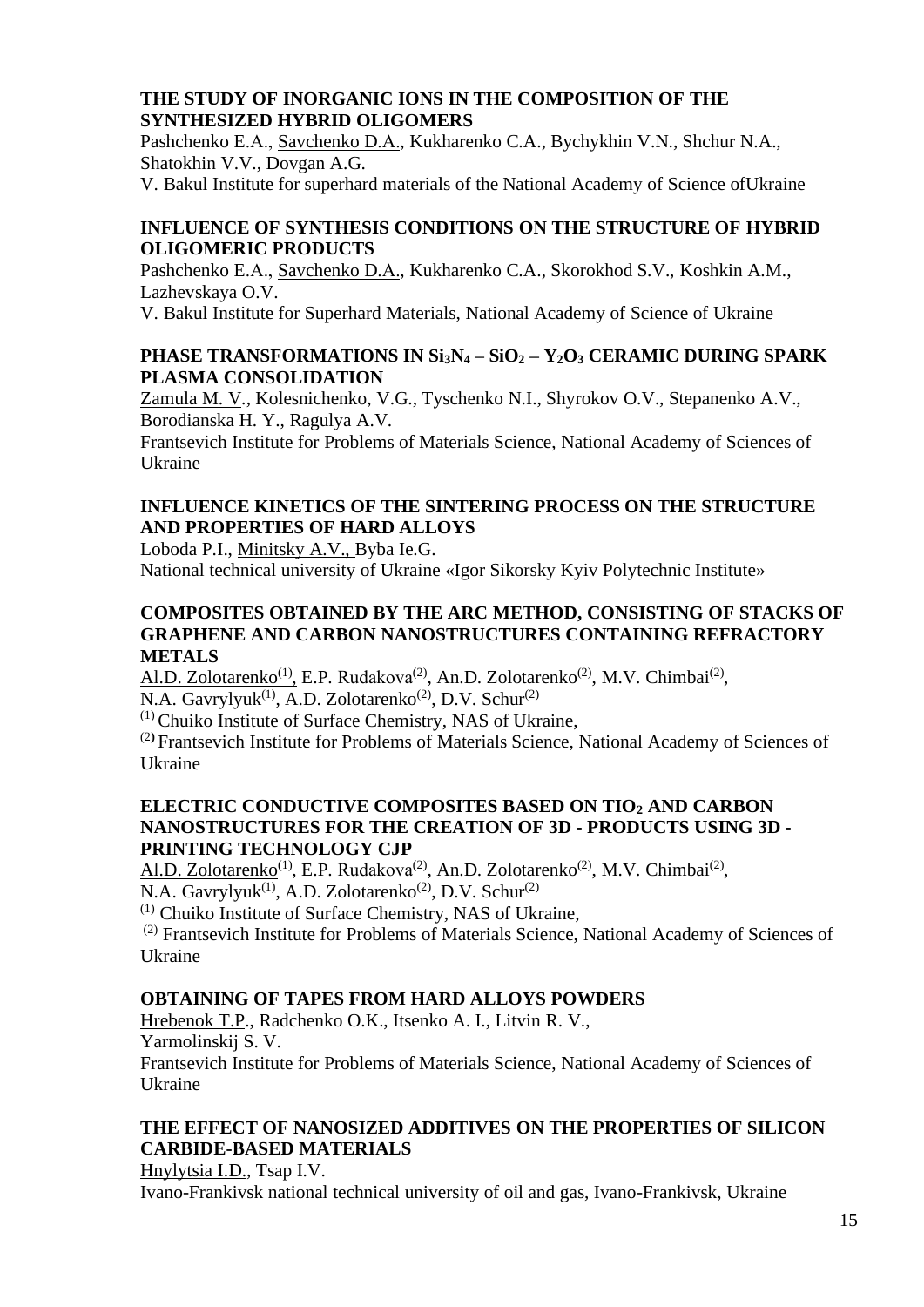### THE STUDY OF INORGANIC IONS IN THE COMPOSITION OF THE SYNTHESIZED HYBRID OLIGOMERS

Pashchenko E.A., Savchenko D.A., Kukharenko C.A., Bychykhin V.N., Shchur N.A., Shatokhin V.V., Dovgan A.G.

V. Bakul Institute for superhard materials of the National Academy of Science ofUkraine

### INFLUENCE OF SYNTHESIS CONDITIONS ON THE STRUCTURE OF HYBRID OLIGOMERIC PRODUCTS

Pashchenko E.A., Savchenko D.A., Kukharenko C.A., Skorokhod S.V., Koshkin A.M., Lazhevskaya O.V.

V. Bakul Institute for Superhard Materials, National Academy of Science of Ukraine

### PHASE TRANSFORMATIONS IN $Si_3N_4 – SiO_2 – Y_2O_3$ CERAMIC DURING SPARK PLASMA CONSOLIDATION

Zamula M. V., Kolesnichenko, V.G., Tyschenko N.I., Shyrokov O.V., Stepanenko A.V., Borodianska H. Y., Ragulya A.V.

Frantsevich Institute for Problems of Materials Science, National Academy of Sciences of Ukraine

### INFLUENCE KINETICS OF THE SINTERING PROCESS ON THE STRUCTURE AND PROPERTIES OF HARD ALLOYS

Loboda P.I., Minitsky A.V., Byba Ie.G.

National technical university of Ukraine «Igor Sikorsky Kyiv Polytechnic Institute»

### COMPOSITES OBTAINED BY THE ARC METHOD, CONSISTING OF STACKS OF GRAPHENE AND CARBON NANOSTRUCTURES CONTAINING REFRACTORY METALS

Al.D. Zolotarenko(1), E.P. Rudakova(2), An.D. Zolotarenko(2), M.V. Chimbai(2), N.A. Gavrylyuk(1), A.D. Zolotarenko(2), D.V. Schur(2)

(1) Chuiko Institute of Surface Chemistry, NAS of Ukraine,

(2) Frantsevich Institute for Problems of Materials Science, National Academy of Sciences of Ukraine

### ELECTRIC CONDUCTIVE COMPOSITES BASED ON $TiO_2$ AND CARBON NANOSTRUCTURES FOR THE CREATION OF 3D - PRODUCTS USING 3D - PRINTING TECHNOLOGY CJP

Al.D. Zolotarenko(1), E.P. Rudakova(2), An.D. Zolotarenko(2), M.V. Chimbai(2), N.A. Gavrylyuk(1), A.D. Zolotarenko(2), D.V. Schur(2)

(1) Chuiko Institute of Surface Chemistry, NAS of Ukraine,

(2) Frantsevich Institute for Problems of Materials Science, National Academy of Sciences of Ukraine

### OBTAINING OF TAPES FROM HARD ALLOYS POWDERS

Hrebenok T.P., Radchenko O.K., Itsenko A. I., Litvin R. V., Yarmolinskij S. V.

Frantsevich Institute for Problems of Materials Science, National Academy of Sciences of Ukraine

### THE EFFECT OF NANOSIZED ADDITIVES ON THE PROPERTIES OF SILICON CARBIDE-BASED MATERIALS

Hnylytsia I.D., Tsap I.V.

Ivano-Frankivsk national technical university of oil and gas, Ivano-Frankivsk, Ukraine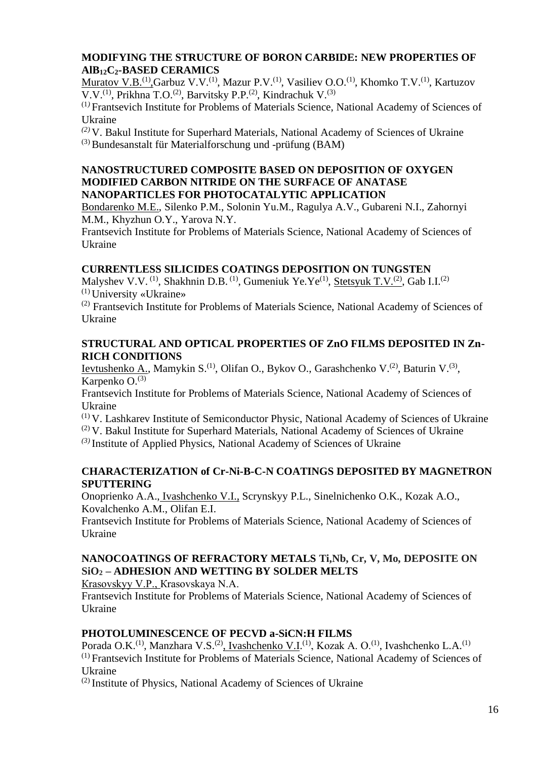### MODIFYING THE STRUCTURE OF BORON CARBIDE: NEW PROPERTIES OF $AlB_{12}C_2$-BASED CERAMICS

Muratov V.B.[1], Garbuz V.V.[1], Mazur P.V.[1], Vasiliev O.O.[1], Khomko T.V.[1], Kartuzov V.V.[1], Prikhna T.O.[2], Barvitsky P.P.[2], Kindrachuk V.[3]

[1] Frantsevich Institute for Problems of Materials Science, National Academy of Sciences of Ukraine

[2] V. Bakul Institute for Superhard Materials, National Academy of Sciences of Ukraine

[3] Bundesanstalt für Materialforschung und -prüfung (BAM)

### NANOSTRUCTURED COMPOSITE BASED ON DEPOSITION OF OXYGEN MODIFIED CARBON NITRIDE ON THE SURFACE OF ANATASE NANOPARTICLES FOR PHOTOCATALYTIC APPLICATION

Bondarenko M.E., Silenko P.M., Solonin Yu.M., Ragulya A.V., Gubareni N.I., Zahornyi M.M., Khyzhun O.Y., Yarova N.Y.

Frantsevich Institute for Problems of Materials Science, National Academy of Sciences of Ukraine

### CURRENTLESS SILICIDES COATINGS DEPOSITION ON TUNGSTEN

Malyshev V.V. [1], Shakhnin D.B. [1], Gumeniuk Ye.Ye[1], Stetsyuk T.V.[2], Gab I.I.[2]

[1] University «Ukraine»

[2] Frantsevich Institute for Problems of Materials Science, National Academy of Sciences of Ukraine

### STRUCTURAL AND OPTICAL PROPERTIES OF ZnO FILMS DEPOSITED IN Zn-RICH CONDITIONS

Ievtushenko A., Mamykin S.[1], Olifan O., Bykov O., Garashchenko V.[2], Baturin V.[3], Karpenko O.[3]

Frantsevich Institute for Problems of Materials Science, National Academy of Sciences of Ukraine

[1] V. Lashkarev Institute of Semiconductor Physic, National Academy of Sciences of Ukraine

[2] V. Bakul Institute for Superhard Materials, National Academy of Sciences of Ukraine

[3] Institute of Applied Physics, National Academy of Sciences of Ukraine

### CHARACTERIZATION of Cr-Ni-B-C-N COATINGS DEPOSITED BY MAGNETRON SPUTTERING

Onoprienko A.A., Ivashchenko V.I., Scrynskyy P.L., Sinelnichenko O.K., Kozak A.O., Kovalchenko A.M., Olifan E.I.

Frantsevich Institute for Problems of Materials Science, National Academy of Sciences of Ukraine

### NANOCOATINGS OF REFRACTORY METALS Ti,Nb, Cr, V, Mo, DEPOSITE ON $SiO_2$ – ADHESION AND WETTING BY SOLDER MELTS

Krasovskyy V.P., Krasovskaya N.A.

Frantsevich Institute for Problems of Materials Science, National Academy of Sciences of Ukraine

### PHOTOLUMINESCENCE OF PECVD a-SiCN:H FILMS

Porada O.K.[1], Manzhara V.S.[2], Ivashchenko V.I.[1], Kozak A. O.[1], Ivashchenko L.A.[1]

[1] Frantsevich Institute for Problems of Materials Science, National Academy of Sciences of Ukraine

[2] Institute of Physics, National Academy of Sciences of Ukraine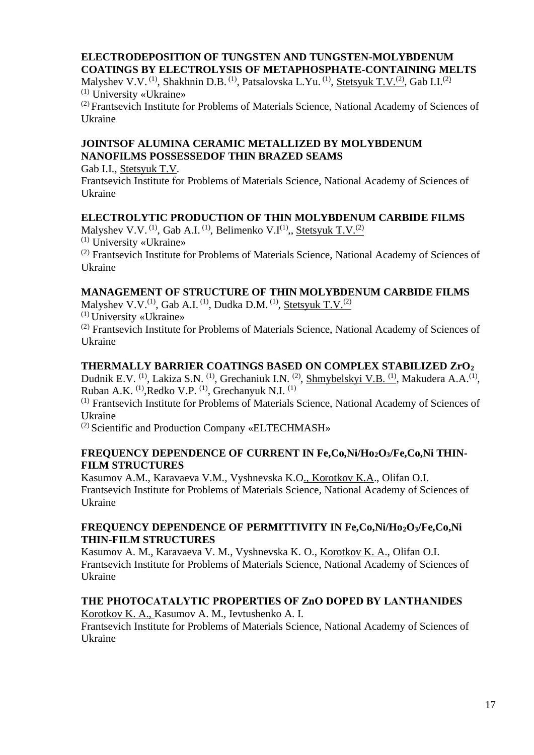### ELECTRODEPOSITION OF TUNGSTEN AND TUNGSTEN-MOLYBDENUM COATINGS BY ELECTROLYSIS OF METAPHOSPHATE-CONTAINING MELTS

Malyshev V.V. [(1)], Shakhnin D.B. [(1)], Patsalovska L.Yu. [(1)], Stetsyuk T.V.[(2)], Gab I.I.[(2)]

[(1)] University «Ukraine»

[(2)] Frantsevich Institute for Problems of Materials Science, National Academy of Sciences of Ukraine

### JOINTSOF ALUMINA CERAMIC METALLIZED BY MOLYBDENUM NANOFILMS POSSESSEDOF THIN BRAZED SEAMS

Gab I.I., Stetsyuk T.V.

Frantsevich Institute for Problems of Materials Science, National Academy of Sciences of Ukraine

### ELECTROLYTIC PRODUCTION OF THIN MOLYBDENUM CARBIDE FILMS

Malyshev V.V. [(1)], Gab A.I. [(1)], Belimenko V.I[(1)],, Stetsyuk T.V.[(2)]

[(1)] University «Ukraine»

[(2)] Frantsevich Institute for Problems of Materials Science, National Academy of Sciences of Ukraine

### MANAGEMENT OF STRUCTURE OF THIN MOLYBDENUM CARBIDE FILMS

Malyshev V.V.[(1)], Gab A.I. [(1)], Dudka D.M. [(1)], Stetsyuk T.V.[(2)]

[(1)] University «Ukraine»

[(2)] Frantsevich Institute for Problems of Materials Science, National Academy of Sciences of Ukraine

### THERMALLY BARRIER COATINGS BASED ON COMPLEX STABILIZED $ZrO_2$

Dudnik E.V. [(1)], Lakiza S.N. [(1)], Grechaniuk I.N. [(2)], Shmybelskyi V.B. [(1)], Makudera A.A.[(1)], Ruban A.K. [(1)],Redko V.P. [(1)], Grechanyuk N.I. [(1)]

[(1)] Frantsevich Institute for Problems of Materials Science, National Academy of Sciences of Ukraine

[(2)] Scientific and Production Company «ELTECHMASH»

### FREQUENCY DEPENDENCE OF CURRENT IN Fe,Co,Ni/$Ho_2O_3$/Fe,Co,Ni THIN-FILM STRUCTURES

Kasumov A.M., Karavaeva V.M., Vyshnevska K.O., Korotkov K.A., Olifan O.I.

Frantsevich Institute for Problems of Materials Science, National Academy of Sciences of Ukraine

### FREQUENCY DEPENDENCE OF PERMITTIVITY IN Fe,Co,Ni/$Ho_2O_3$/Fe,Co,Ni THIN-FILM STRUCTURES

Kasumov A. M., Karavaeva V. M., Vyshnevska K. O., Korotkov K. A., Olifan O.I.

Frantsevich Institute for Problems of Materials Science, National Academy of Sciences of Ukraine

### THE PHOTOCATALYTIC PROPERTIES OF ZnO DOPED BY LANTHANIDES

Korotkov K. A., Kasumov A. M., Ievtushenko A. I.

Frantsevich Institute for Problems of Materials Science, National Academy of Sciences of Ukraine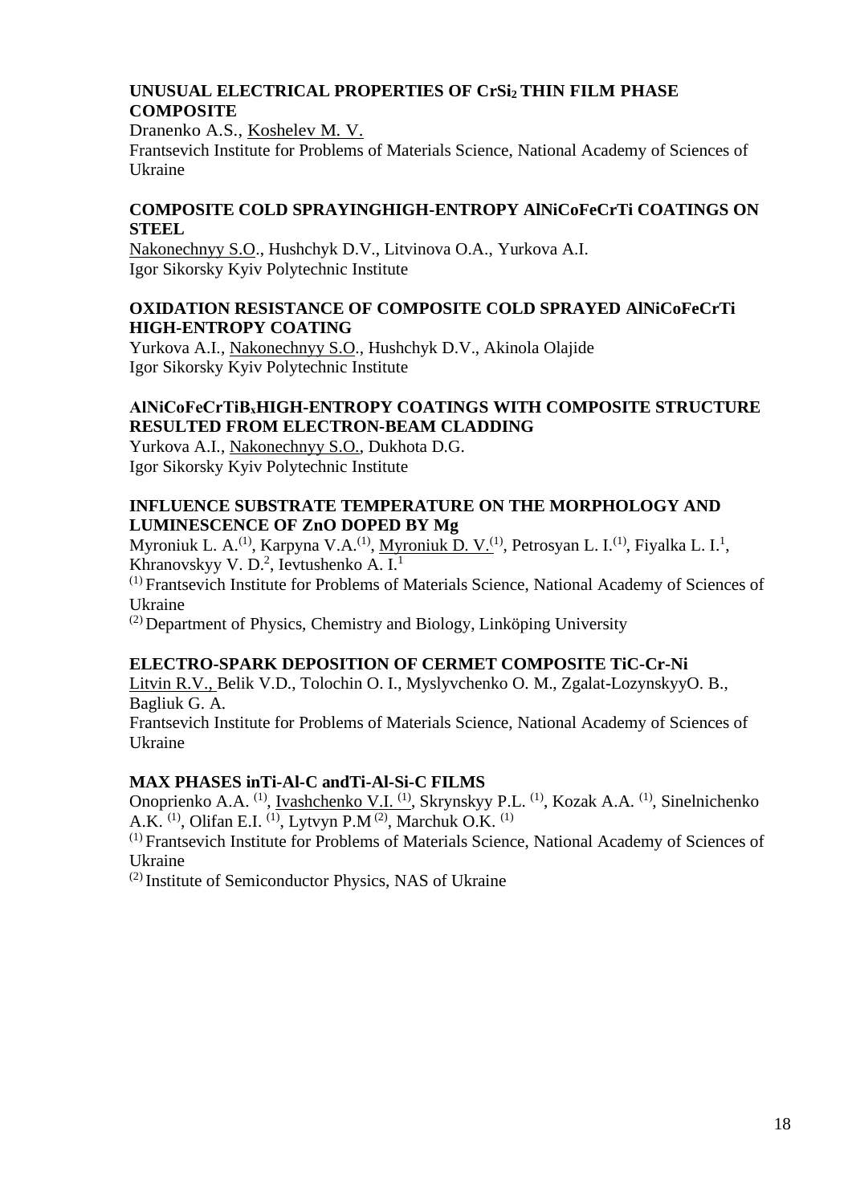### UNUSUAL ELECTRICAL PROPERTIES OF $CrSi_2$ THIN FILM PHASE COMPOSITE

Dranenko A.S., Koshelev M. V.

Frantsevich Institute for Problems of Materials Science, National Academy of Sciences of Ukraine

### COMPOSITE COLD SPRAYINGHIGH-ENTROPY AlNiCoFeCrTi COATINGS ON STEEL

Nakonechnyy S.O., Hushchyk D.V., Litvinova O.A., Yurkova A.I.

Igor Sikorsky Kyiv Polytechnic Institute

### OXIDATION RESISTANCE OF COMPOSITE COLD SPRAYED AlNiCoFeCrTi HIGH-ENTROPY COATING

Yurkova A.I., Nakonechnyy S.O., Hushchyk D.V., Akinola Olajide

Igor Sikorsky Kyiv Polytechnic Institute

### $AlNiCoFeCrTiB_x$HIGH-ENTROPY COATINGS WITH COMPOSITE STRUCTURE RESULTED FROM ELECTRON-BEAM CLADDING

Yurkova A.I., Nakonechnyy S.O., Dukhota D.G.

Igor Sikorsky Kyiv Polytechnic Institute

### INFLUENCE SUBSTRATE TEMPERATURE ON THE MORPHOLOGY AND LUMINESCENCE OF ZnO DOPED BY Mg

Myroniuk L. A.[(1)], Karpyna V.A.[(1)], Myroniuk D. V.[(1)], Petrosyan L. I.[(1)], Fiyalka L. I.[1], Khranovskyy V. D.[2], Ievtushenko A. I.[1]

[(1)] Frantsevich Institute for Problems of Materials Science, National Academy of Sciences of Ukraine

[(2)] Department of Physics, Chemistry and Biology, Linköping University

### ELECTRO-SPARK DEPOSITION OF CERMET COMPOSITE TiC-Cr-Ni

Litvin R.V., Belik V.D., Tolochin O. I., Myslyvchenko O. M., Zgalat-LozynskyyO. B., Bagliuk G. A.

Frantsevich Institute for Problems of Materials Science, National Academy of Sciences of Ukraine

### MAX PHASES inTi-Al-C andTi-Al-Si-C FILMS

Onoprienko A.A. [(1)], Ivashchenko V.I. [(1)], Skrynskyy P.L. [(1)], Kozak A.A. [(1)], Sinelnichenko A.K. [(1)], Olifan E.I. [(1)], Lytvyn P.M[(2)], Marchuk O.K. [(1)]

[(1)] Frantsevich Institute for Problems of Materials Science, National Academy of Sciences of Ukraine

[(2)] Institute of Semiconductor Physics, NAS of Ukraine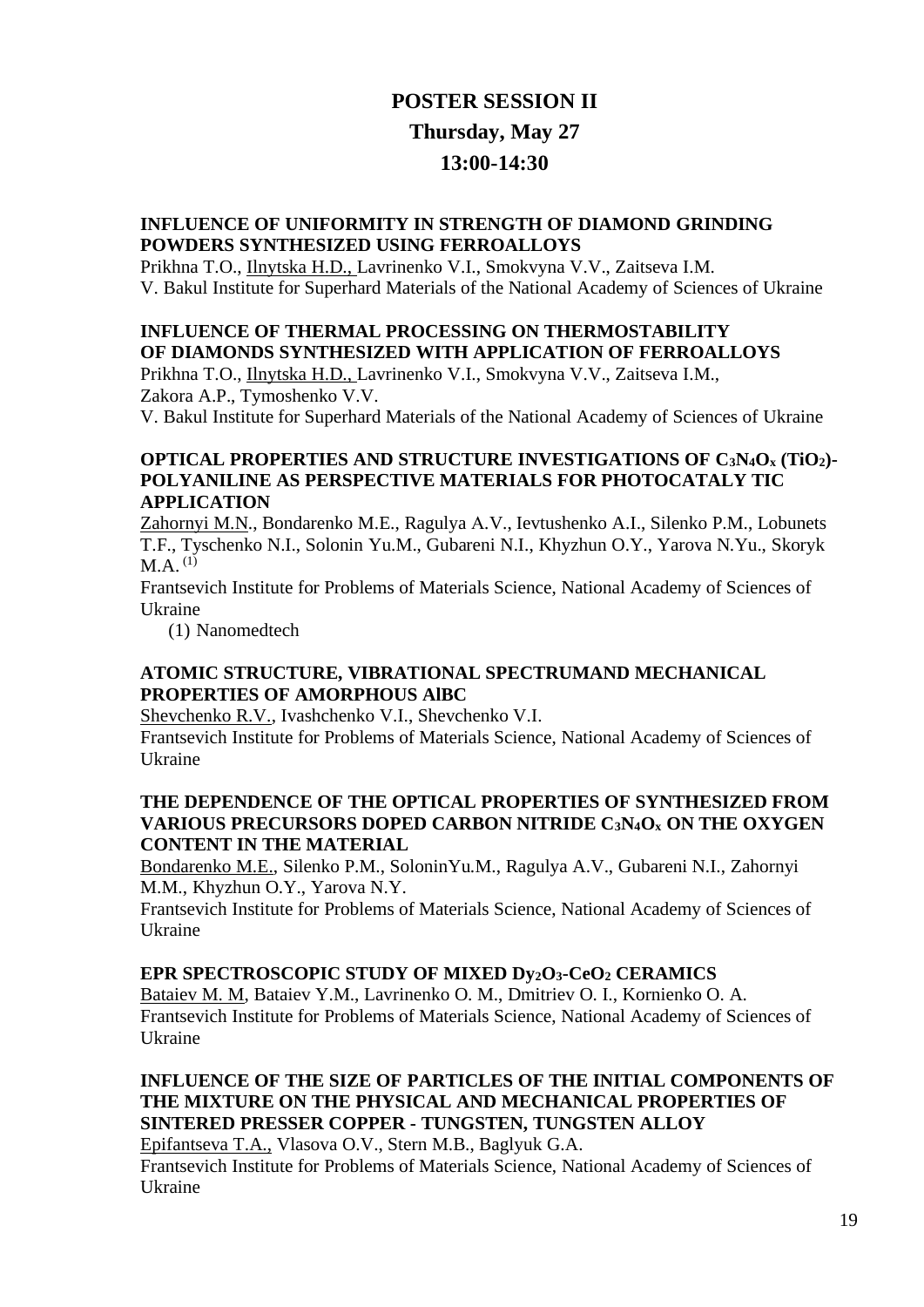# POSTER SESSION II

## Thursday, May 27

## 13:00-14:30

**INFLUENCE OF UNIFORMITY IN STRENGTH OF DIAMOND GRINDING POWDERS SYNTHESIZED USING FERROALLOYS**

Prikhna T.O., Ilnytska H.D., Lavrinenko V.I., Smokvyna V.V., Zaitseva I.M.
V. Bakul Institute for Superhard Materials of the National Academy of Sciences of Ukraine

**INFLUENCE OF THERMAL PROCESSING ON THERMOSTABILITY OF DIAMONDS SYNTHESIZED WITH APPLICATION OF FERROALLOYS**

Prikhna T.O., Ilnytska H.D., Lavrinenko V.I., Smokvyna V.V., Zaitseva I.M., Zakora A.P., Tymoshenko V.V.
V. Bakul Institute for Superhard Materials of the National Academy of Sciences of Ukraine

**OPTICAL PROPERTIES AND STRUCTURE INVESTIGATIONS OF $C_3N_4O_x$ ($TiO_2$)-POLYANILINE AS PERSPECTIVE MATERIALS FOR PHOTOCATALY TIC APPLICATION**

Zahornyi M.N., Bondarenko M.E., Ragulya A.V., Ievtushenko A.I., Silenko P.M., Lobunets T.F., Tyschenko N.I., Solonin Yu.M., Gubareni N.I., Khyzhun O.Y., Yarova N.Yu., Skoryk M.A. (1)

Frantsevich Institute for Problems of Materials Science, National Academy of Sciences of Ukraine

(1) Nanomedtech

**ATOMIC STRUCTURE, VIBRATIONAL SPECTRUMAND MECHANICAL PROPERTIES OF AMORPHOUS AlBC**

Shevchenko R.V., Ivashchenko V.I., Shevchenko V.I.
Frantsevich Institute for Problems of Materials Science, National Academy of Sciences of Ukraine

**THE DEPENDENCE OF THE OPTICAL PROPERTIES OF SYNTHESIZED FROM VARIOUS PRECURSORS DOPED CARBON NITRIDE $C_3N_4O_x$ ON THE OXYGEN CONTENT IN THE MATERIAL**

Bondarenko M.E., Silenko P.M., SoloninYu.M., Ragulya A.V., Gubareni N.I., Zahornyi M.M., Khyzhun O.Y., Yarova N.Y.
Frantsevich Institute for Problems of Materials Science, National Academy of Sciences of Ukraine

**EPR SPECTROSCOPIC STUDY OF MIXED $Dy_2O_3$-$CeO_2$ CERAMICS**

Bataiev M. M, Bataiev Y.M., Lavrinenko O. M., Dmitriev O. I., Kornienko O. A.
Frantsevich Institute for Problems of Materials Science, National Academy of Sciences of Ukraine

**INFLUENCE OF THE SIZE OF PARTICLES OF THE INITIAL COMPONENTS OF THE MIXTURE ON THE PHYSICAL AND MECHANICAL PROPERTIES OF SINTERED PRESSER COPPER - TUNGSTEN, TUNGSTEN ALLOY**

Epifantseva T.A., Vlasova O.V., Stern M.B., Baglyuk G.A.
Frantsevich Institute for Problems of Materials Science, National Academy of Sciences of Ukraine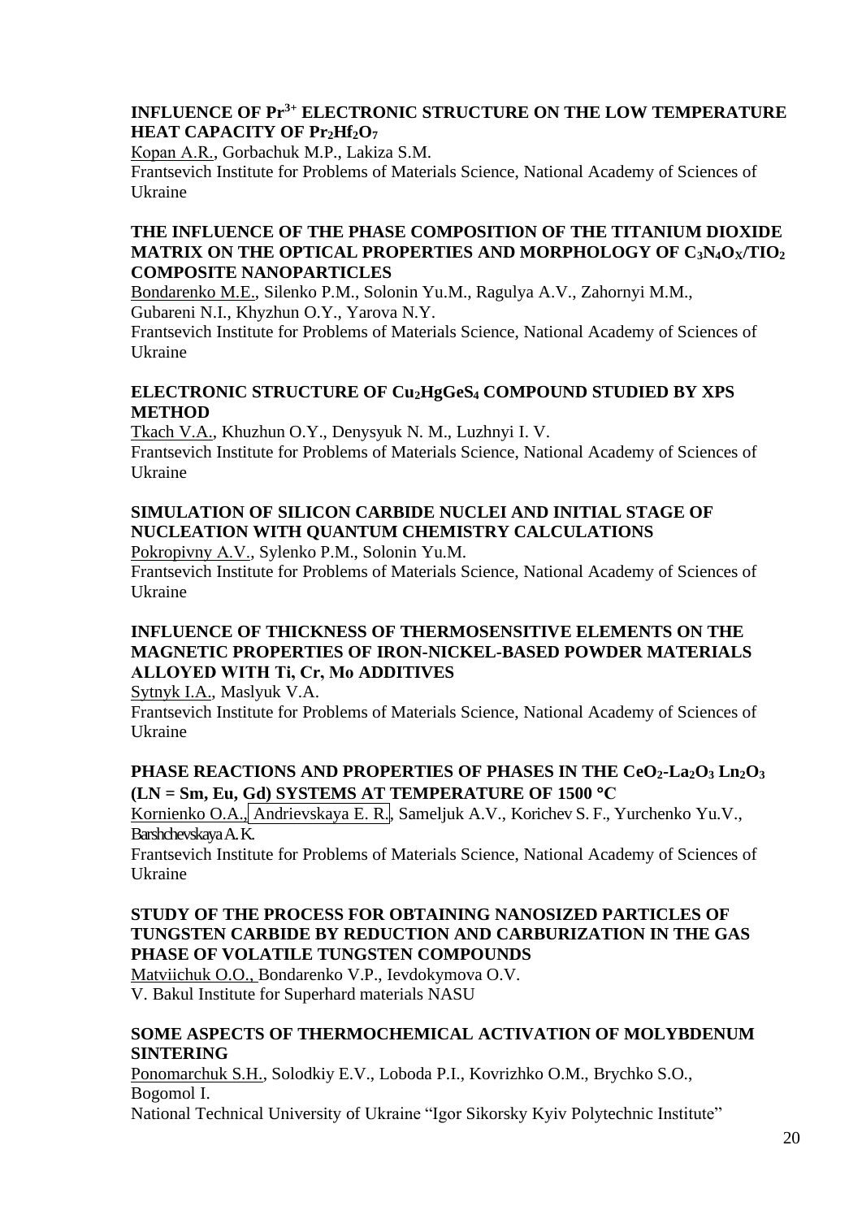### INFLUENCE OF $Pr^{3+}$ ELECTRONIC STRUCTURE ON THE LOW TEMPERATURE HEAT CAPACITY OF $Pr_2Hf_2O_7$

Kopan A.R., Gorbachuk M.P., Lakiza S.M.
Frantsevich Institute for Problems of Materials Science, National Academy of Sciences of Ukraine

### THE INFLUENCE OF THE PHASE COMPOSITION OF THE TITANIUM DIOXIDE MATRIX ON THE OPTICAL PROPERTIES AND MORPHOLOGY OF $C_3N_4O_X/TIO_2$ COMPOSITE NANOPARTICLES

Bondarenko M.E., Silenko P.M., Solonin Yu.M., Ragulya A.V., Zahornyi M.M., Gubareni N.I., Khyzhun O.Y., Yarova N.Y.
Frantsevich Institute for Problems of Materials Science, National Academy of Sciences of Ukraine

### ELECTRONIC STRUCTURE OF $Cu_2HgGeS_4$ COMPOUND STUDIED BY XPS METHOD

Tkach V.A., Khuzhun O.Y., Denysyuk N. M., Luzhnyi I. V.
Frantsevich Institute for Problems of Materials Science, National Academy of Sciences of Ukraine

### SIMULATION OF SILICON CARBIDE NUCLEI AND INITIAL STAGE OF NUCLEATION WITH QUANTUM CHEMISTRY CALCULATIONS

Pokropivny A.V., Sylenko P.M., Solonin Yu.M.
Frantsevich Institute for Problems of Materials Science, National Academy of Sciences of Ukraine

### INFLUENCE OF THICKNESS OF THERMOSENSITIVE ELEMENTS ON THE MAGNETIC PROPERTIES OF IRON-NICKEL-BASED POWDER MATERIALS ALLOYED WITH Ti, Cr, Mo ADDITIVES

Sytnyk I.A., Maslyuk V.A.
Frantsevich Institute for Problems of Materials Science, National Academy of Sciences of Ukraine

### PHASE REACTIONS AND PROPERTIES OF PHASES IN THE $CeO_2$-$La_2O_3$ $Ln_2O_3$ (LN = Sm, Eu, Gd) SYSTEMS AT TEMPERATURE OF 1500 °C

Kornienko O.A., Andrievskaya E. R., Sameljuk A.V., Korichev S. F., Yurchenko Yu.V., Barshchevskaya A. K.
Frantsevich Institute for Problems of Materials Science, National Academy of Sciences of Ukraine

### STUDY OF THE PROCESS FOR OBTAINING NANOSIZED PARTICLES OF TUNGSTEN CARBIDE BY REDUCTION AND CARBURIZATION IN THE GAS PHASE OF VOLATILE TUNGSTEN COMPOUNDS

Matviichuk O.O., Bondarenko V.P., Ievdokymova O.V.
V. Bakul Institute for Superhard materials NASU

### SOME ASPECTS OF THERMOCHEMICAL ACTIVATION OF MOLYBDENUM SINTERING

Ponomarchuk S.H., Solodkiy E.V., Loboda P.I., Kovrizhko O.M., Brychko S.O., Bogomol I.
National Technical University of Ukraine “Igor Sikorsky Kyiv Polytechnic Institute”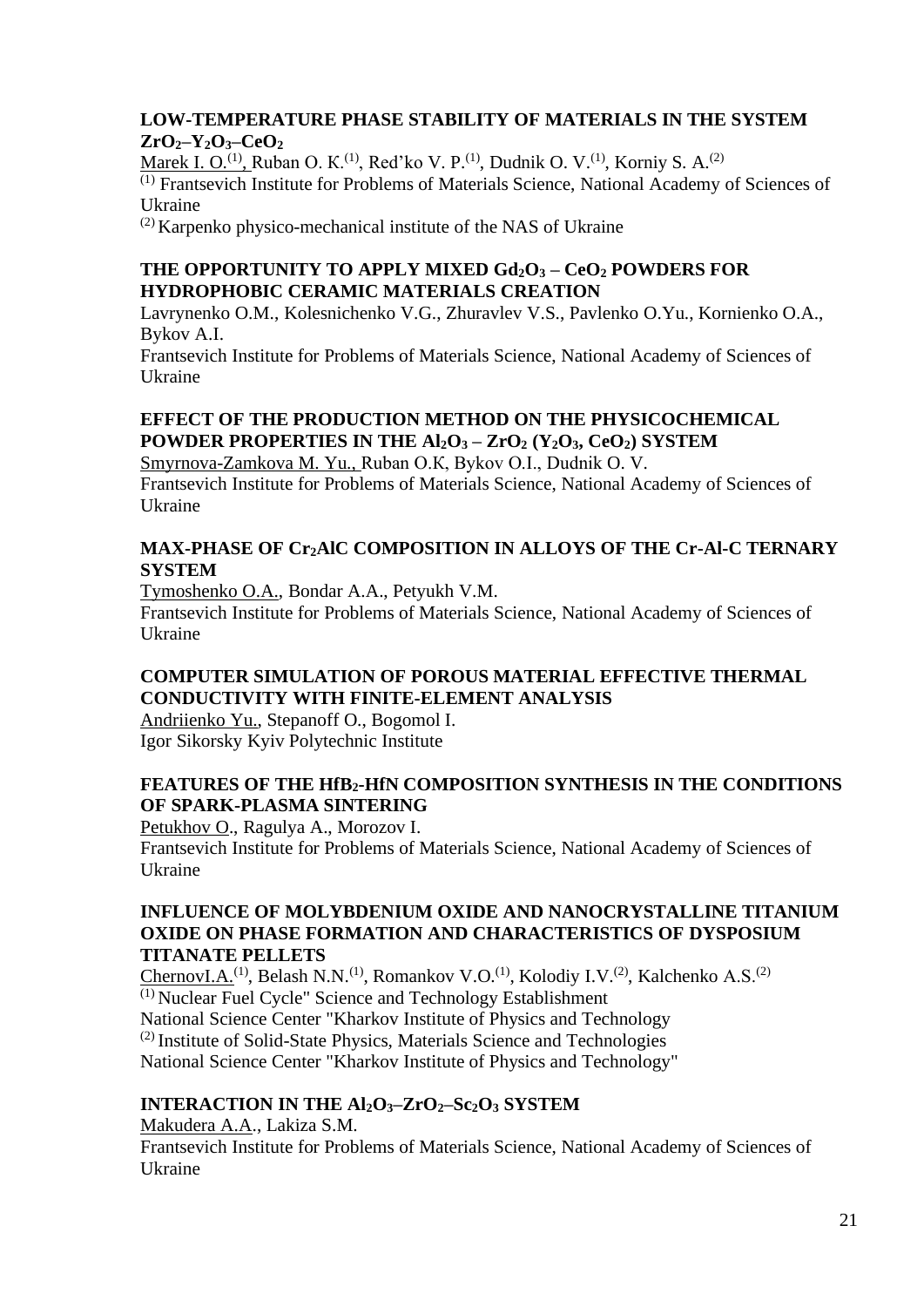**LOW-TEMPERATURE PHASE STABILITY OF MATERIALS IN THE SYSTEM $ZrO_2$–$Y_2O_3$–$CeO_2$**

Marek I. O.[1], Ruban O. K.[1], Red'ko V. P.[1], Dudnik O. V.[1], Korniy S. A.[2]
[1] Frantsevich Institute for Problems of Materials Science, National Academy of Sciences of Ukraine
[2] Karpenko physico-mechanical institute of the NAS of Ukraine

**THE OPPORTUNITY TO APPLY MIXED $Gd_2O_3$ – $CeO_2$ POWDERS FOR HYDROPHOBIC CERAMIC MATERIALS CREATION**

Lavrynenko O.M., Kolesnichenko V.G., Zhuravlev V.S., Pavlenko O.Yu., Kornienko O.A., Bykov A.I.
Frantsevich Institute for Problems of Materials Science, National Academy of Sciences of Ukraine

**EFFECT OF THE PRODUCTION METHOD ON THE PHYSICOCHEMICAL POWDER PROPERTIES IN THE $Al_2O_3$ – $ZrO_2$ ($Y_2O_3$, $CeO_2$) SYSTEM**

Smyrnova-Zamkova M. Yu., Ruban O.K, Bykov O.I., Dudnik O. V.
Frantsevich Institute for Problems of Materials Science, National Academy of Sciences of Ukraine

**MAX-PHASE OF $Cr_2AlC$ COMPOSITION IN ALLOYS OF THE Cr-Al-C TERNARY SYSTEM**

Tymoshenko O.A., Bondar A.A., Petyukh V.M.
Frantsevich Institute for Problems of Materials Science, National Academy of Sciences of Ukraine

**COMPUTER SIMULATION OF POROUS MATERIAL EFFECTIVE THERMAL CONDUCTIVITY WITH FINITE-ELEMENT ANALYSIS**

Andriienko Yu., Stepanoff O., Bogomol I.
Igor Sikorsky Kyiv Polytechnic Institute

**FEATURES OF THE $HfB_2$-HfN COMPOSITION SYNTHESIS IN THE CONDITIONS OF SPARK-PLASMA SINTERING**

Petukhov O., Ragulya A., Morozov I.
Frantsevich Institute for Problems of Materials Science, National Academy of Sciences of Ukraine

**INFLUENCE OF MOLYBDENIUM OXIDE AND NANOCRYSTALLINE TITANIUM OXIDE ON PHASE FORMATION AND CHARACTERISTICS OF DYSPOSIUM TITANATE PELLETS**

ChernovI.A.[1], Belash N.N.[1], Romankov V.O.[1], Kolodiy I.V.[2], Kalchenko A.S.[2]
[1] Nuclear Fuel Cycle" Science and Technology Establishment
National Science Center "Kharkov Institute of Physics and Technology
[2] Institute of Solid-State Physics, Materials Science and Technologies
National Science Center "Kharkov Institute of Physics and Technology"

**INTERACTION IN THE $Al_2O_3$–$ZrO_2$–$Sc_2O_3$ SYSTEM**

Makudera A.A., Lakiza S.M.
Frantsevich Institute for Problems of Materials Science, National Academy of Sciences of Ukraine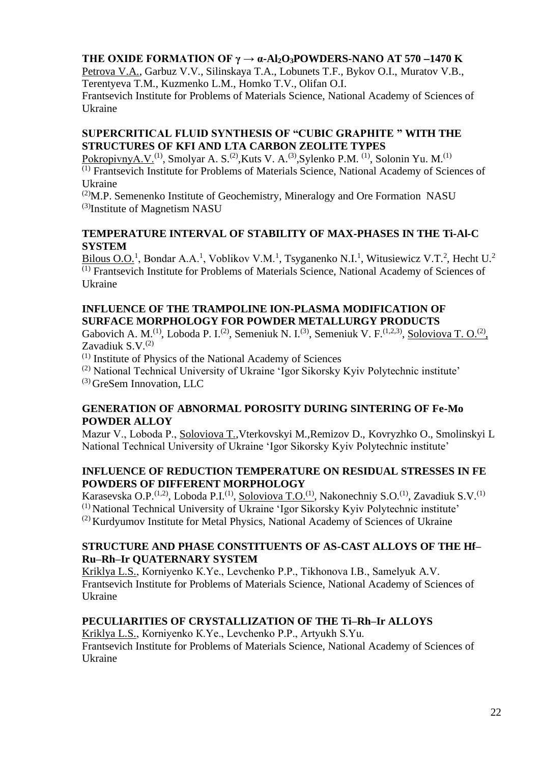**THE OXIDE FORMATION OF $\gamma \rightarrow \alpha$-$Al_2O_3$POWDERS-NANO AT 570 –1470 K**

Petrova V.A., Garbuz V.V., Silinskaya T.A., Lobunets T.F., Bykov O.I., Muratov V.B., Terentyeva T.M., Kuzmenko L.M., Homko T.V., Olifan O.I.

Frantsevich Institute for Problems of Materials Science, National Academy of Sciences of Ukraine

**SUPERCRITICAL FLUID SYNTHESIS OF "CUBIC GRAPHITE " WITH THE STRUCTURES OF KFI AND LTA CARBON ZEOLITE TYPES**

PokropivnyA.V.[(1)], Smolyar A. S.[(2)],Kuts V. A.[(3)],Sylenko P.M. [(1)], Solonin Yu. M.[(1)]

[(1)] Frantsevich Institute for Problems of Materials Science, National Academy of Sciences of Ukraine

[(2)]M.P. Semenenko Institute of Geochemistry, Mineralogy and Ore Formation NASU

[(3)]Institute of Magnetism NASU

**TEMPERATURE INTERVAL OF STABILITY OF MAX-PHASES IN THE Ti-Al-C SYSTEM**

Bilous O.O.[1], Bondar A.A.[1], Voblikov V.M.[1], Tsyganenko N.I.[1], Witusiewicz V.T.[2], Hecht U.[2]

[(1)] Frantsevich Institute for Problems of Materials Science, National Academy of Sciences of Ukraine

**INFLUENCE OF THE TRAMPOLINE ION-PLASMA MODIFICATION OF SURFACE MORPHOLOGY FOR POWDER METALLURGY PRODUCTS**

Gabovich A. M.[(1)], Loboda P. I.[(2)], Semeniuk N. I.[(3)], Semeniuk V. F.[(1,2,3)], Soloviova T. O.[(2)], Zavadiuk S.V.[(2)]

[(1)] Institute of Physics of the National Academy of Sciences

[(2)] National Technical University of Ukraine 'Igor Sikorsky Kyiv Polytechnic institute'

[(3)] GreSem Innovation, LLC

**GENERATION OF ABNORMAL POROSITY DURING SINTERING OF Fe-Mo POWDER ALLOY**

Mazur V., Loboda P., Soloviova T.,Vterkovskyi M.,Remizov D., Kovryzhko O., Smolinskyi L

National Technical University of Ukraine 'Igor Sikorsky Kyiv Polytechnic institute'

**INFLUENCE OF REDUCTION TEMPERATURE ON RESIDUAL STRESSES IN FE POWDERS OF DIFFERENT MORPHOLOGY**

Karasevska O.P.[(1,2)], Loboda P.I.[(1)], Soloviova T.O.[(1)], Nakonechniy S.O.[(1)], Zavadiuk S.V.[(1)]

[(1)] National Technical University of Ukraine 'Igor Sikorsky Kyiv Polytechnic institute'

[(2)] Kurdyumov Institute for Metal Physics, National Academy of Sciences of Ukraine

**STRUCTURE AND PHASE CONSTITUENTS OF AS-CAST ALLOYS OF THE Hf–Ru–Rh–Ir QUATERNARY SYSTEM**

Kriklya L.S., Кorniyenko K.Ye., Levchenko P.P., Tikhonova I.B., Samelyuk A.V.

Frantsevich Institute for Problems of Materials Science, National Academy of Sciences of Ukraine

**PECULIARITIES OF CRYSTALLIZATION OF THE Ti–Rh–Ir ALLOYS**

Kriklya L.S., Кorniyenko K.Ye., Levchenko P.P., Artyukh S.Yu.

Frantsevich Institute for Problems of Materials Science, National Academy of Sciences of Ukraine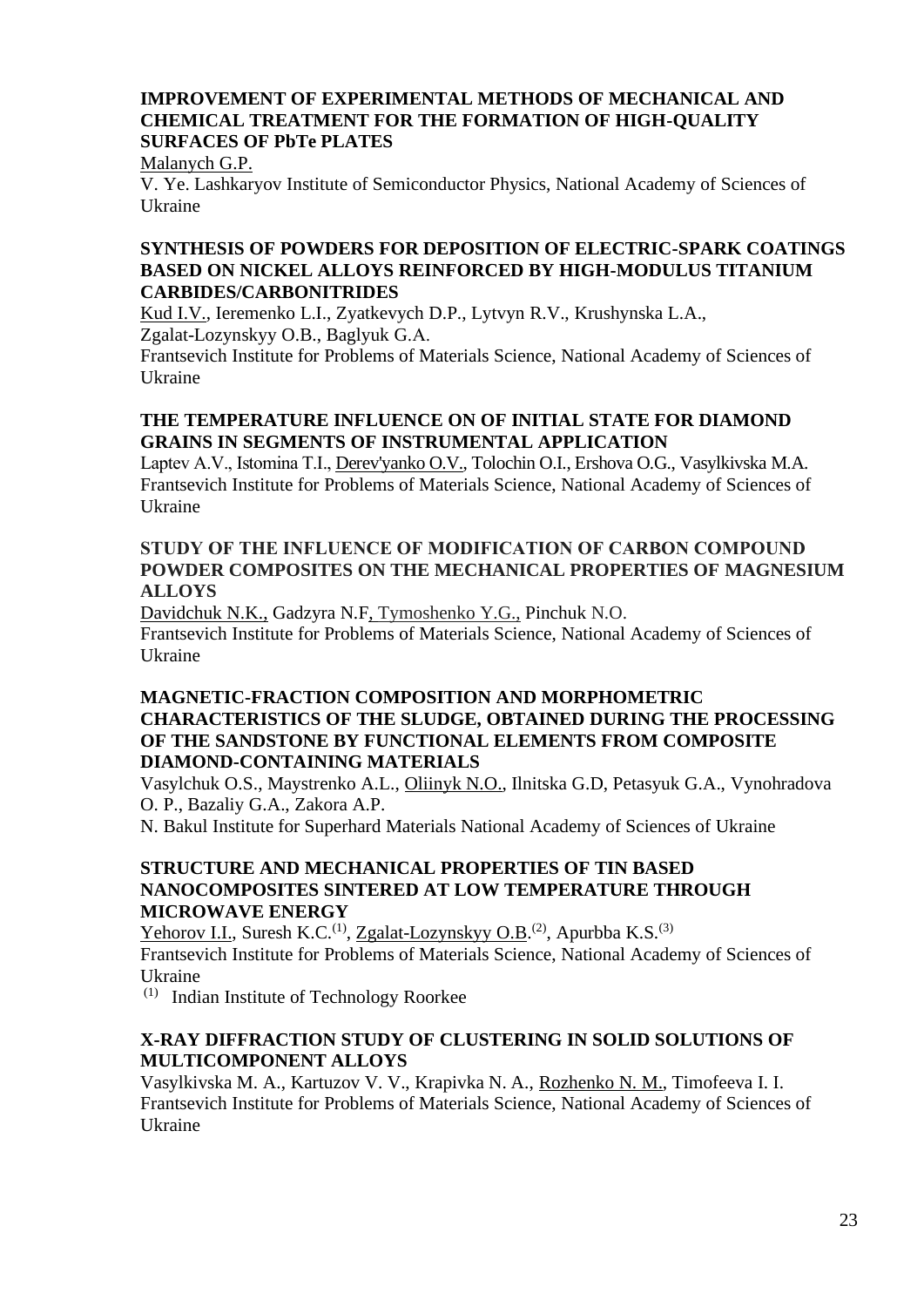**IMPROVEMENT OF EXPERIMENTAL METHODS OF MECHANICAL AND CHEMICAL TREATMENT FOR THE FORMATION OF HIGH-QUALITY SURFACES OF PbTe PLATES**

Malanych G.P.

V. Ye. Lashkaryov Institute of Semiconductor Physics, National Academy of Sciences of Ukraine

**SYNTHESIS OF POWDERS FOR DEPOSITION OF ELECTRIC-SPARK COATINGS BASED ON NICKEL ALLOYS REINFORCED BY HIGH-MODULUS TITANIUM CARBIDES/CARBONITRIDES**

Kud I.V., Ieremenko L.I., Zyatkevych D.P., Lytvyn R.V., Krushynska L.A., Zgalat-Lozynskyy O.B., Baglyuk G.A.

Frantsevich Institute for Problems of Materials Science, National Academy of Sciences of Ukraine

**THE TEMPERATURE INFLUENCE ON OF INITIAL STATE FOR DIAMOND GRAINS IN SEGMENTS OF INSTRUMENTAL APPLICATION**

Laptev A.V., Istomina T.I., Derev'yanko O.V., Tolochin O.I., Ershova O.G., Vasylkivska M.A.

Frantsevich Institute for Problems of Materials Science, National Academy of Sciences of Ukraine

**STUDY OF THE INFLUENCE OF MODIFICATION OF CARBON COMPOUND POWDER COMPOSITES ON THE MECHANICAL PROPERTIES OF MAGNESIUM ALLOYS**

Davidchuk N.K., Gadzyra N.F, Tymoshenko Y.G., Pinchuk N.O.

Frantsevich Institute for Problems of Materials Science, National Academy of Sciences of Ukraine

**MAGNETIC-FRACTION COMPOSITION AND MORPHOMETRIC CHARACTERISTICS OF THE SLUDGE, OBTAINED DURING THE PROCESSING OF THE SANDSTONE BY FUNCTIONAL ELEMENTS FROM COMPOSITE DIAMOND-CONTAINING MATERIALS**

Vasylchuk O.S., Maystrenko A.L., Oliinyk N.O., Ilnitska G.D, Petasyuk G.A., Vynohradova O. P., Bazaliy G.A., Zakora A.P.

N. Bakul Institute for Superhard Materials National Academy of Sciences of Ukraine

**STRUCTURE AND MECHANICAL PROPERTIES OF TIN BASED NANOCOMPOSITES SINTERED AT LOW TEMPERATURE THROUGH MICROWAVE ENERGY**

Yehorov I.I., Suresh K.C.[(1)], Zgalat-Lozynskyy O.B.[(2)], Apurbba K.S.[(3)]

Frantsevich Institute for Problems of Materials Science, National Academy of Sciences of Ukraine

[(1)] Indian Institute of Technology Roorkee

**X-RAY DIFFRACTION STUDY OF CLUSTERING IN SOLID SOLUTIONS OF MULTICOMPONENT ALLOYS**

Vasylkivska M. A., Kartuzov V. V., Krapivka N. A., Rozhenko N. M., Timofeeva I. I.

Frantsevich Institute for Problems of Materials Science, National Academy of Sciences of Ukraine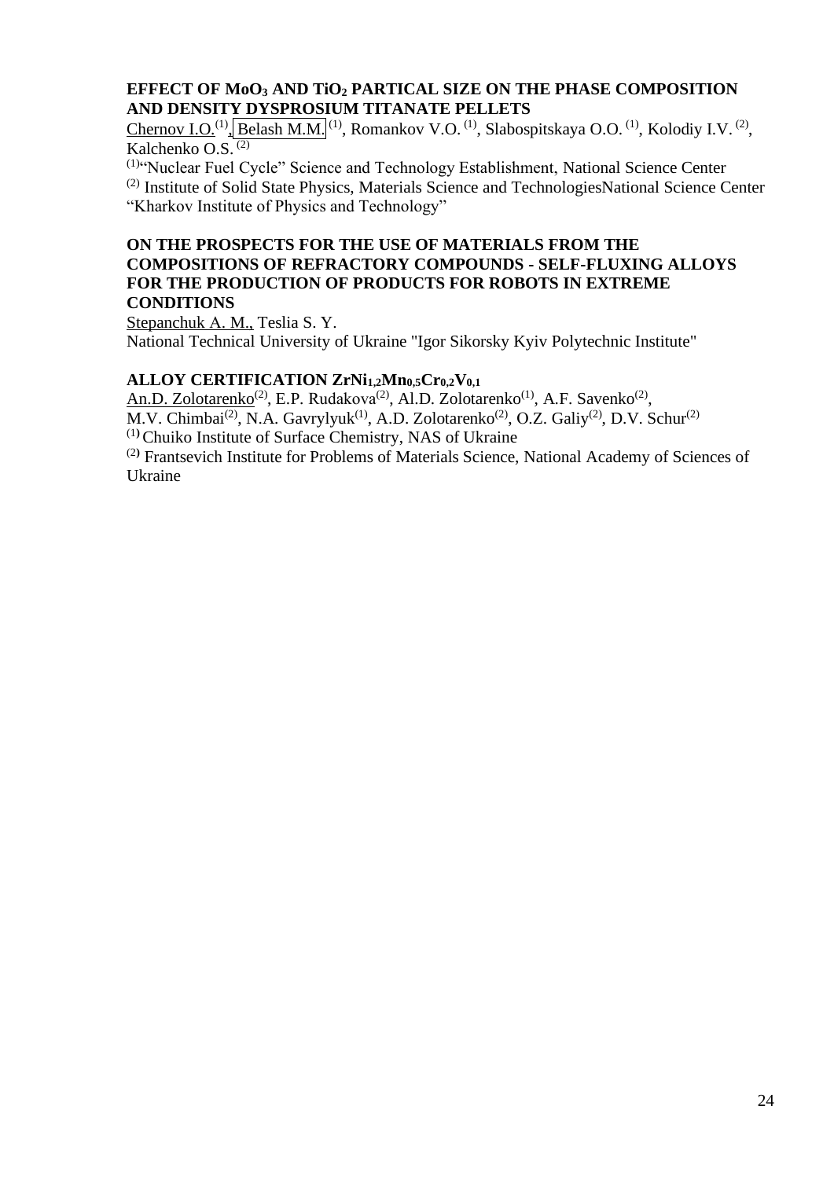### EFFECT OF $MoO_3$ AND $TiO_2$ PARTICAL SIZE ON THE PHASE COMPOSITION AND DENSITY DYSPROSIUM TITANATE PELLETS

Chernov I.O.[(1)], Belash M.M.[(1)], Romankov V.O.[(1)], Slabospitskaya O.O.[(1)], Kolodiy I.V.[(2)], Kalchenko O.S.[(2)]

[(1)] "Nuclear Fuel Cycle" Science and Technology Establishment, National Science Center

[(2)] Institute of Solid State Physics, Materials Science and TechnologiesNational Science Center "Kharkov Institute of Physics and Technology"

### ON THE PROSPECTS FOR THE USE OF MATERIALS FROM THE COMPOSITIONS OF REFRACTORY COMPOUNDS - SELF-FLUXING ALLOYS FOR THE PRODUCTION OF PRODUCTS FOR ROBOTS IN EXTREME CONDITIONS

Stepanchuk A. M., Teslia S. Y.

National Technical University of Ukraine "Igor Sikorsky Kyiv Polytechnic Institute"

### ALLOY CERTIFICATION $ZrNi_{1,2}Mn_{0,5}Cr_{0,2}V_{0,1}$

An.D. Zolotarenko[(2)], E.P. Rudakova[(2)], Al.D. Zolotarenko[(1)], A.F. Savenko[(2)], M.V. Chimbai[(2)], N.A. Gavrylyuk[(1)], A.D. Zolotarenko[(2)], O.Z. Galiy[(2)], D.V. Schur[(2)]

[(1)] Chuiko Institute of Surface Chemistry, NAS of Ukraine

[(2)] Frantsevich Institute for Problems of Materials Science, National Academy of Sciences of Ukraine